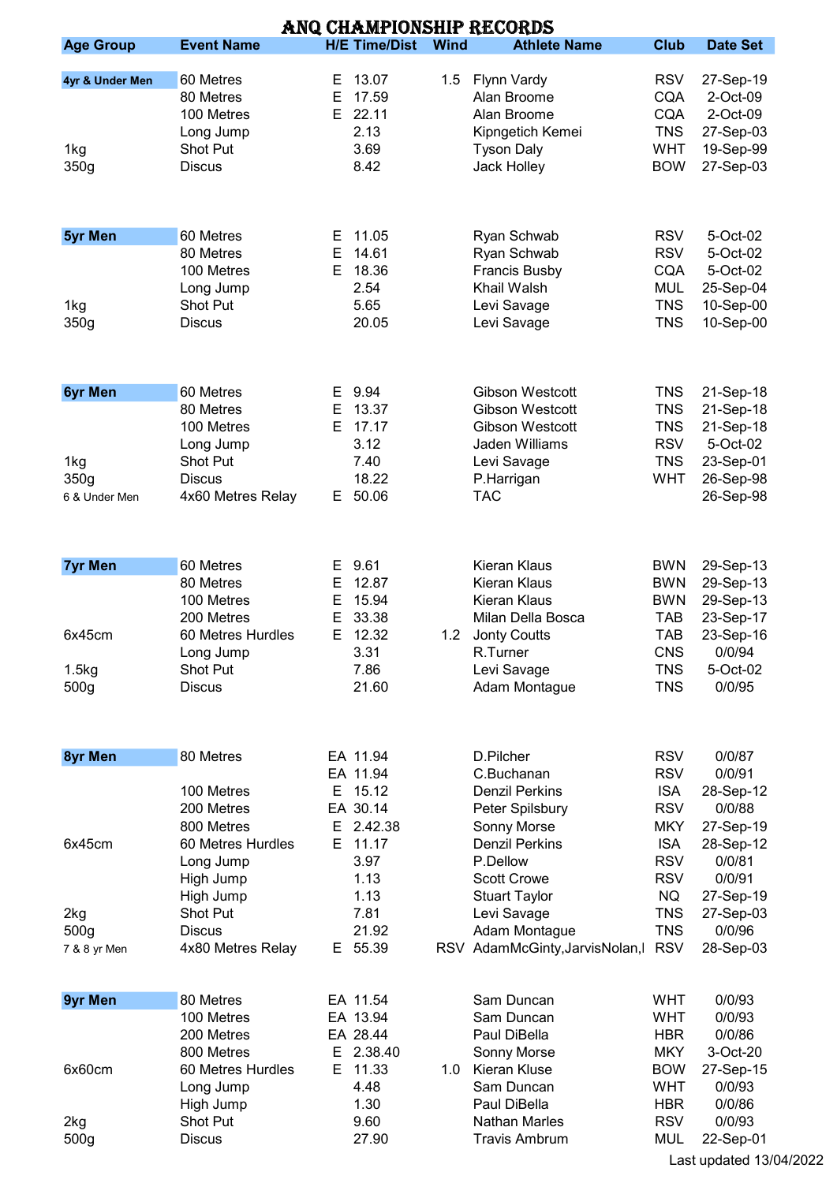# ANQ CHAMPIONSHIP RECORDS

| Age Group | Event Name | H/E | Time/Dist | Wind | Athlete Name | Club | Date Set |
|---|---|---|---|---|---|---|---|
| **4yr & Under Men** | 60 Metres | E | 13.07 | 1.5 | Flynn Vardy | RSV | 27-Sep-19 |
| | 80 Metres | E | 17.59 | | Alan Broome | CQA | 2-Oct-09 |
| | 100 Metres | E | 22.11 | | Alan Broome | CQA | 2-Oct-09 |
| | Long Jump | | 2.13 | | Kipngetich Kemei | TNS | 27-Sep-03 |
| 1kg | Shot Put | | 3.69 | | Tyson Daly | WHT | 19-Sep-99 |
| 350g | Discus | | 8.42 | | Jack Holley | BOW | 27-Sep-03 |
| **5yr Men** | 60 Metres | E | 11.05 | | Ryan Schwab | RSV | 5-Oct-02 |
| | 80 Metres | E | 14.61 | | Ryan Schwab | RSV | 5-Oct-02 |
| | 100 Metres | E | 18.36 | | Francis Busby | CQA | 5-Oct-02 |
| | Long Jump | | 2.54 | | Khail Walsh | MUL | 25-Sep-04 |
| 1kg | Shot Put | | 5.65 | | Levi Savage | TNS | 10-Sep-00 |
| 350g | Discus | | 20.05 | | Levi Savage | TNS | 10-Sep-00 |
| **6yr Men** | 60 Metres | E | 9.94 | | Gibson Westcott | TNS | 21-Sep-18 |
| | 80 Metres | E | 13.37 | | Gibson Westcott | TNS | 21-Sep-18 |
| | 100 Metres | E | 17.17 | | Gibson Westcott | TNS | 21-Sep-18 |
| | Long Jump | | 3.12 | | Jaden Williams | RSV | 5-Oct-02 |
| 1kg | Shot Put | | 7.40 | | Levi Savage | TNS | 23-Sep-01 |
| 350g | Discus | | 18.22 | | P.Harrigan | WHT | 26-Sep-98 |
| 6 & Under Men | 4x60 Metres Relay | E | 50.06 | | TAC | | 26-Sep-98 |
| **7yr Men** | 60 Metres | E | 9.61 | | Kieran Klaus | BWN | 29-Sep-13 |
| | 80 Metres | E | 12.87 | | Kieran Klaus | BWN | 29-Sep-13 |
| | 100 Metres | E | 15.94 | | Kieran Klaus | BWN | 29-Sep-13 |
| | 200 Metres | E | 33.38 | | Milan Della Bosca | TAB | 23-Sep-17 |
| 6x45cm | 60 Metres Hurdles | E | 12.32 | 1.2 | Jonty Coutts | TAB | 23-Sep-16 |
| | Long Jump | | 3.31 | | R.Turner | CNS | 0/0/94 |
| 1.5kg | Shot Put | | 7.86 | | Levi Savage | TNS | 5-Oct-02 |
| 500g | Discus | | 21.60 | | Adam Montague | TNS | 0/0/95 |
| **8yr Men** | 80 Metres | EA | 11.94 | | D.Pilcher | RSV | 0/0/87 |
| | | EA | 11.94 | | C.Buchanan | RSV | 0/0/91 |
| | 100 Metres | E | 15.12 | | Denzil Perkins | ISA | 28-Sep-12 |
| | 200 Metres | EA | 30.14 | | Peter Spilsbury | RSV | 0/0/88 |
| | 800 Metres | E | 2.42.38 | | Sonny Morse | MKY | 27-Sep-19 |
| 6x45cm | 60 Metres Hurdles | E | 11.17 | | Denzil Perkins | ISA | 28-Sep-12 |
| | Long Jump | | 3.97 | | P.Dellow | RSV | 0/0/81 |
| | High Jump | | 1.13 | | Scott Crowe | RSV | 0/0/91 |
| | High Jump | | 1.13 | | Stuart Taylor | NQ | 27-Sep-19 |
| 2kg | Shot Put | | 7.81 | | Levi Savage | TNS | 27-Sep-03 |
| 500g | Discus | | 21.92 | | Adam Montague | TNS | 0/0/96 |
| 7 & 8 yr Men | 4x80 Metres Relay | E | 55.39 | RSV | AdamMcGinty,JarvisNolan,I | RSV | 28-Sep-03 |
| **9yr Men** | 80 Metres | EA | 11.54 | | Sam Duncan | WHT | 0/0/93 |
| | 100 Metres | EA | 13.94 | | Sam Duncan | WHT | 0/0/93 |
| | 200 Metres | EA | 28.44 | | Paul DiBella | HBR | 0/0/86 |
| | 800 Metres | E | 2.38.40 | | Sonny Morse | MKY | 3-Oct-20 |
| 6x60cm | 60 Metres Hurdles | E | 11.33 | 1.0 | Kieran Kluse | BOW | 27-Sep-15 |
| | Long Jump | | 4.48 | | Sam Duncan | WHT | 0/0/93 |
| | High Jump | | 1.30 | | Paul DiBella | HBR | 0/0/86 |
| 2kg | Shot Put | | 9.60 | | Nathan Marles | RSV | 0/0/93 |
| 500g | Discus | | 27.90 | | Travis Ambrum | MUL | 22-Sep-01 |

Last updated 13/04/2022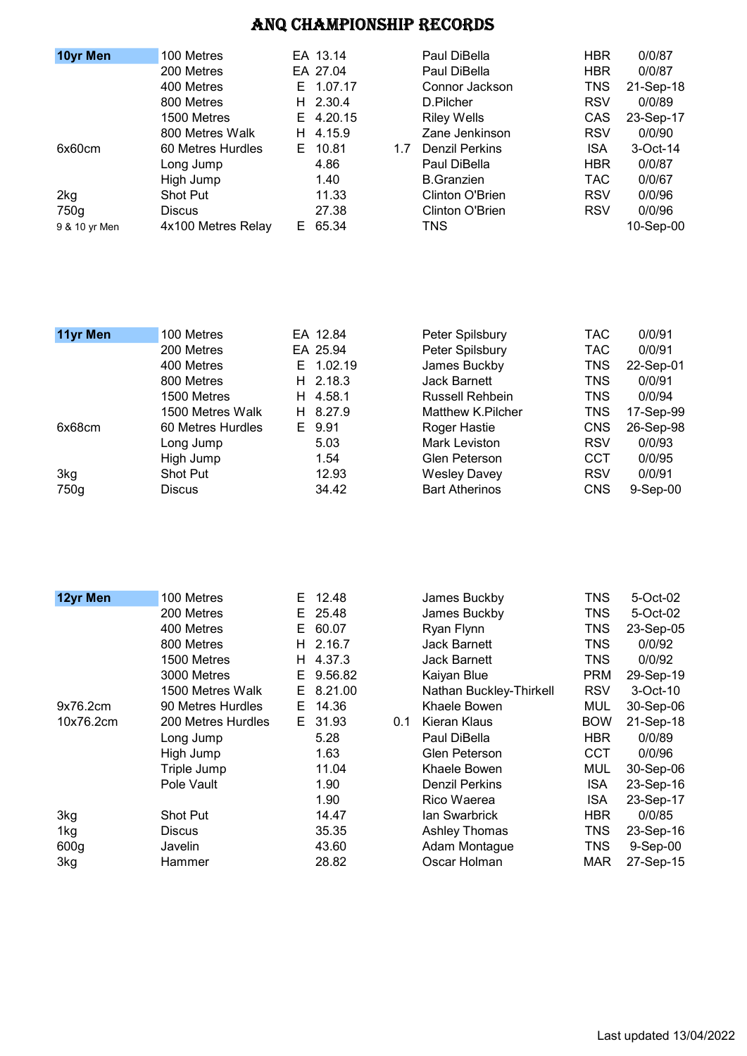# ANQ CHAMPIONSHIP RECORDS

| **10yr Men** | 100 Metres | EA | 13.14 | | Paul DiBella | HBR | 0/0/87 |
|---|---|---|---|---|---|---|---|
| | 200 Metres | EA | 27.04 | | Paul DiBella | HBR | 0/0/87 |
| | 400 Metres | E | 1.07.17 | | Connor Jackson | TNS | 21-Sep-18 |
| | 800 Metres | H | 2.30.4 | | D.Pilcher | RSV | 0/0/89 |
| | 1500 Metres | E | 4.20.15 | | Riley Wells | CAS | 23-Sep-17 |
| | 800 Metres Walk | H | 4.15.9 | | Zane Jenkinson | RSV | 0/0/90 |
| 6x60cm | 60 Metres Hurdles | E | 10.81 | 1.7 | Denzil Perkins | ISA | 3-Oct-14 |
| | Long Jump | | 4.86 | | Paul DiBella | HBR | 0/0/87 |
| | High Jump | | 1.40 | | B.Granzien | TAC | 0/0/67 |
| 2kg | Shot Put | | 11.33 | | Clinton O'Brien | RSV | 0/0/96 |
| 750g | Discus | | 27.38 | | Clinton O'Brien | RSV | 0/0/96 |
| 9 & 10 yr Men | 4x100 Metres Relay | E | 65.34 | | TNS | | 10-Sep-00 |

| **11yr Men** | 100 Metres | EA | 12.84 | | Peter Spilsbury | TAC | 0/0/91 |
|---|---|---|---|---|---|---|---|
| | 200 Metres | EA | 25.94 | | Peter Spilsbury | TAC | 0/0/91 |
| | 400 Metres | E | 1.02.19 | | James Buckby | TNS | 22-Sep-01 |
| | 800 Metres | H | 2.18.3 | | Jack Barnett | TNS | 0/0/91 |
| | 1500 Metres | H | 4.58.1 | | Russell Rehbein | TNS | 0/0/94 |
| | 1500 Metres Walk | H | 8.27.9 | | Matthew K.Pilcher | TNS | 17-Sep-99 |
| 6x68cm | 60 Metres Hurdles | E | 9.91 | | Roger Hastie | CNS | 26-Sep-98 |
| | Long Jump | | 5.03 | | Mark Leviston | RSV | 0/0/93 |
| | High Jump | | 1.54 | | Glen Peterson | CCT | 0/0/95 |
| 3kg | Shot Put | | 12.93 | | Wesley Davey | RSV | 0/0/91 |
| 750g | Discus | | 34.42 | | Bart Atherinos | CNS | 9-Sep-00 |

| **12yr Men** | 100 Metres | E | 12.48 | | James Buckby | TNS | 5-Oct-02 |
|---|---|---|---|---|---|---|---|
| | 200 Metres | E | 25.48 | | James Buckby | TNS | 5-Oct-02 |
| | 400 Metres | E | 60.07 | | Ryan Flynn | TNS | 23-Sep-05 |
| | 800 Metres | H | 2.16.7 | | Jack Barnett | TNS | 0/0/92 |
| | 1500 Metres | H | 4.37.3 | | Jack Barnett | TNS | 0/0/92 |
| | 3000 Metres | E | 9.56.82 | | Kaiyan Blue | PRM | 29-Sep-19 |
| | 1500 Metres Walk | E | 8.21.00 | | Nathan Buckley-Thirkell | RSV | 3-Oct-10 |
| 9x76.2cm | 90 Metres Hurdles | E | 14.36 | | Khaele Bowen | MUL | 30-Sep-06 |
| 10x76.2cm | 200 Metres Hurdles | E | 31.93 | 0.1 | Kieran Klaus | BOW | 21-Sep-18 |
| | Long Jump | | 5.28 | | Paul DiBella | HBR | 0/0/89 |
| | High Jump | | 1.63 | | Glen Peterson | CCT | 0/0/96 |
| | Triple Jump | | 11.04 | | Khaele Bowen | MUL | 30-Sep-06 |
| | Pole Vault | | 1.90 | | Denzil Perkins | ISA | 23-Sep-16 |
| | | | 1.90 | | Rico Waerea | ISA | 23-Sep-17 |
| 3kg | Shot Put | | 14.47 | | Ian Swarbrick | HBR | 0/0/85 |
| 1kg | Discus | | 35.35 | | Ashley Thomas | TNS | 23-Sep-16 |
| 600g | Javelin | | 43.60 | | Adam Montague | TNS | 9-Sep-00 |
| 3kg | Hammer | | 28.82 | | Oscar Holman | MAR | 27-Sep-15 |

Last updated 13/04/2022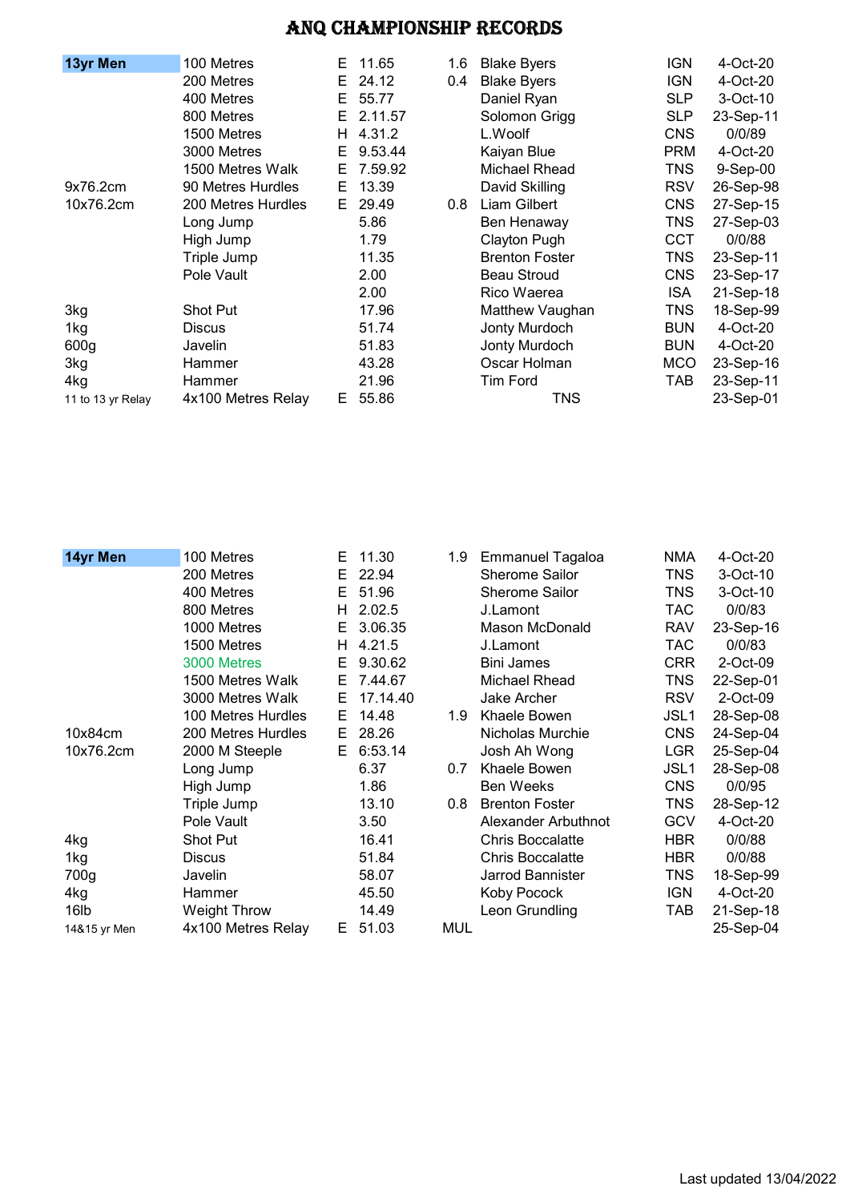# ANQ CHAMPIONSHIP RECORDS

| | | | | | | | |
|---|---|---|---|---|---|---|---|
| **13yr Men** | 100 Metres | E | 11.65 | 1.6 | Blake Byers | IGN | 4-Oct-20 |
| | 200 Metres | E | 24.12 | 0.4 | Blake Byers | IGN | 4-Oct-20 |
| | 400 Metres | E | 55.77 | | Daniel Ryan | SLP | 3-Oct-10 |
| | 800 Metres | E | 2.11.57 | | Solomon Grigg | SLP | 23-Sep-11 |
| | 1500 Metres | H | 4.31.2 | | L.Woolf | CNS | 0/0/89 |
| | 3000 Metres | E | 9.53.44 | | Kaiyan Blue | PRM | 4-Oct-20 |
| | 1500 Metres Walk | E | 7.59.92 | | Michael Rhead | TNS | 9-Sep-00 |
| 9x76.2cm | 90 Metres Hurdles | E | 13.39 | | David Skilling | RSV | 26-Sep-98 |
| 10x76.2cm | 200 Metres Hurdles | E | 29.49 | 0.8 | Liam Gilbert | CNS | 27-Sep-15 |
| | Long Jump | | 5.86 | | Ben Henaway | TNS | 27-Sep-03 |
| | High Jump | | 1.79 | | Clayton Pugh | CCT | 0/0/88 |
| | Triple Jump | | 11.35 | | Brenton Foster | TNS | 23-Sep-11 |
| | Pole Vault | | 2.00 | | Beau Stroud | CNS | 23-Sep-17 |
| | | | 2.00 | | Rico Waerea | ISA | 21-Sep-18 |
| 3kg | Shot Put | | 17.96 | | Matthew Vaughan | TNS | 18-Sep-99 |
| 1kg | Discus | | 51.74 | | Jonty Murdoch | BUN | 4-Oct-20 |
| 600g | Javelin | | 51.83 | | Jonty Murdoch | BUN | 4-Oct-20 |
| 3kg | Hammer | | 43.28 | | Oscar Holman | MCO | 23-Sep-16 |
| 4kg | Hammer | | 21.96 | | Tim Ford | TAB | 23-Sep-11 |
| 11 to 13 yr Relay | 4x100 Metres Relay | E | 55.86 | | TNS | | 23-Sep-01 |

| | | | | | | | |
|---|---|---|---|---|---|---|---|
| **14yr Men** | 100 Metres | E | 11.30 | 1.9 | Emmanuel Tagaloa | NMA | 4-Oct-20 |
| | 200 Metres | E | 22.94 | | Sherome Sailor | TNS | 3-Oct-10 |
| | 400 Metres | E | 51.96 | | Sherome Sailor | TNS | 3-Oct-10 |
| | 800 Metres | H | 2.02.5 | | J.Lamont | TAC | 0/0/83 |
| | 1000 Metres | E | 3.06.35 | | Mason McDonald | RAV | 23-Sep-16 |
| | 1500 Metres | H | 4.21.5 | | J.Lamont | TAC | 0/0/83 |
| | 3000 Metres | E | 9.30.62 | | Bini James | CRR | 2-Oct-09 |
| | 1500 Metres Walk | E | 7.44.67 | | Michael Rhead | TNS | 22-Sep-01 |
| | 3000 Metres Walk | E | 17.14.40 | | Jake Archer | RSV | 2-Oct-09 |
| | 100 Metres Hurdles | E | 14.48 | 1.9 | Khaele Bowen | JSL1 | 28-Sep-08 |
| 10x84cm | 200 Metres Hurdles | E | 28.26 | | Nicholas Murchie | CNS | 24-Sep-04 |
| 10x76.2cm | 2000 M Steeple | E | 6:53.14 | | Josh Ah Wong | LGR | 25-Sep-04 |
| | Long Jump | | 6.37 | 0.7 | Khaele Bowen | JSL1 | 28-Sep-08 |
| | High Jump | | 1.86 | | Ben Weeks | CNS | 0/0/95 |
| | Triple Jump | | 13.10 | 0.8 | Brenton Foster | TNS | 28-Sep-12 |
| | Pole Vault | | 3.50 | | Alexander Arbuthnot | GCV | 4-Oct-20 |
| 4kg | Shot Put | | 16.41 | | Chris Boccalatte | HBR | 0/0/88 |
| 1kg | Discus | | 51.84 | | Chris Boccalatte | HBR | 0/0/88 |
| 700g | Javelin | | 58.07 | | Jarrod Bannister | TNS | 18-Sep-99 |
| 4kg | Hammer | | 45.50 | | Koby Pocock | IGN | 4-Oct-20 |
| 16lb | Weight Throw | | 14.49 | | Leon Grundling | TAB | 21-Sep-18 |
| 14&15 yr Men | 4x100 Metres Relay | E | 51.03 | MUL | | | 25-Sep-04 |

Last updated 13/04/2022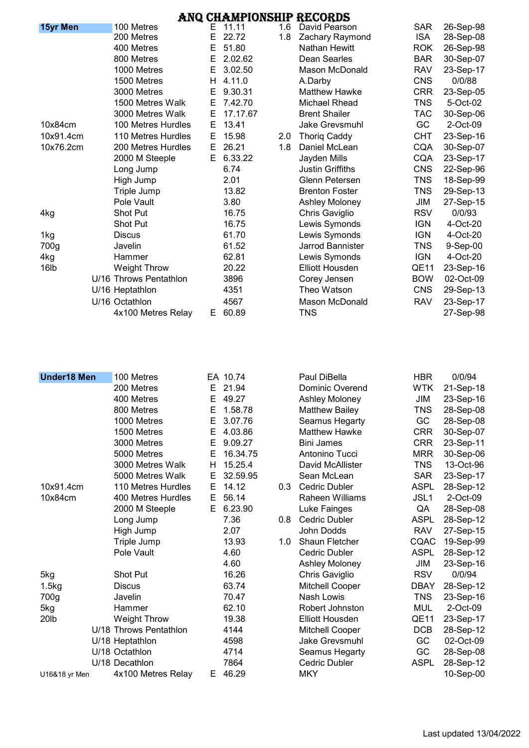# ANQ CHAMPIONSHIP RECORDS

| Age Group / Implement | Event | Timing | Mark | Wind | Athlete | Club | Date |
|---|---|---|---|---|---|---|---|
| **15yr Men** | 100 Metres | E | 11.11 | 1.6 | David Pearson | SAR | 26-Sep-98 |
| | 200 Metres | E | 22.72 | 1.8 | Zachary Raymond | ISA | 28-Sep-08 |
| | 400 Metres | E | 51.80 | | Nathan Hewitt | ROK | 26-Sep-98 |
| | 800 Metres | E | 2.02.62 | | Dean Searles | BAR | 30-Sep-07 |
| | 1000 Metres | E | 3.02.50 | | Mason McDonald | RAV | 23-Sep-17 |
| | 1500 Metres | H | 4.11.0 | | A.Darby | CNS | 0/0/88 |
| | 3000 Metres | E | 9.30.31 | | Matthew Hawke | CRR | 23-Sep-05 |
| | 1500 Metres Walk | E | 7.42.70 | | Michael Rhead | TNS | 5-Oct-02 |
| | 3000 Metres Walk | E | 17.17.67 | | Brent Shailer | TAC | 30-Sep-06 |
| 10x84cm | 100 Metres Hurdles | E | 13.41 | | Jake Grevsmuhl | GC | 2-Oct-09 |
| 10x91.4cm | 110 Metres Hurdles | E | 15.98 | 2.0 | Thoriq Caddy | CHT | 23-Sep-16 |
| 10x76.2cm | 200 Metres Hurdles | E | 26.21 | 1.8 | Daniel McLean | CQA | 30-Sep-07 |
| | 2000 M Steeple | E | 6.33.22 | | Jayden Mills | CQA | 23-Sep-17 |
| | Long Jump | | 6.74 | | Justin Griffiths | CNS | 22-Sep-96 |
| | High Jump | | 2.01 | | Glenn Petersen | TNS | 18-Sep-99 |
| | Triple Jump | | 13.82 | | Brenton Foster | TNS | 29-Sep-13 |
| | Pole Vault | | 3.80 | | Ashley Moloney | JIM | 27-Sep-15 |
| 4kg | Shot Put | | 16.75 | | Chris Gaviglio | RSV | 0/0/93 |
| | Shot Put | | 16.75 | | Lewis Symonds | IGN | 4-Oct-20 |
| 1kg | Discus | | 61.70 | | Lewis Symonds | IGN | 4-Oct-20 |
| 700g | Javelin | | 61.52 | | Jarrod Bannister | TNS | 9-Sep-00 |
| 4kg | Hammer | | 62.81 | | Lewis Symonds | IGN | 4-Oct-20 |
| 16lb | Weight Throw | | 20.22 | | Elliott Housden | QE11 | 23-Sep-16 |
| | U/16 Throws Pentathlon | | 3896 | | Corey Jensen | BOW | 02-Oct-09 |
| | U/16 Heptathlon | | 4351 | | Theo Watson | CNS | 29-Sep-13 |
| | U/16 Octathlon | | 4567 | | Mason McDonald | RAV | 23-Sep-17 |
| | 4x100 Metres Relay | E | 60.89 | | TNS | | 27-Sep-98 |

| Age Group / Implement | Event | Timing | Mark | Wind | Athlete | Club | Date |
|---|---|---|---|---|---|---|---|
| **Under18 Men** | 100 Metres | EA | 10.74 | | Paul DiBella | HBR | 0/0/94 |
| | 200 Metres | E | 21.94 | | Dominic Overend | WTK | 21-Sep-18 |
| | 400 Metres | E | 49.27 | | Ashley Moloney | JIM | 23-Sep-16 |
| | 800 Metres | E | 1.58.78 | | Matthew Bailey | TNS | 28-Sep-08 |
| | 1000 Metres | E | 3.07.76 | | Seamus Hegarty | GC | 28-Sep-08 |
| | 1500 Metres | E | 4.03.86 | | Matthew Hawke | CRR | 30-Sep-07 |
| | 3000 Metres | E | 9.09.27 | | Bini James | CRR | 23-Sep-11 |
| | 5000 Metres | E | 16.34.75 | | Antonino Tucci | MRR | 30-Sep-06 |
| | 3000 Metres Walk | H | 15.25.4 | | David McAllister | TNS | 13-Oct-96 |
| | 5000 Metres Walk | E | 32.59.95 | | Sean McLean | SAR | 23-Sep-17 |
| 10x91.4cm | 110 Metres Hurdles | E | 14.12 | 0.3 | Cedric Dubler | ASPL | 28-Sep-12 |
| 10x84cm | 400 Metres Hurdles | E | 56.14 | | Raheen Williams | JSL1 | 2-Oct-09 |
| | 2000 M Steeple | E | 6.23.90 | | Luke Fainges | QA | 28-Sep-08 |
| | Long Jump | | 7.36 | 0.8 | Cedric Dubler | ASPL | 28-Sep-12 |
| | High Jump | | 2.07 | | John Dodds | RAV | 27-Sep-15 |
| | Triple Jump | | 13.93 | 1.0 | Shaun Fletcher | CQAC | 19-Sep-99 |
| | Pole Vault | | 4.60 | | Cedric Dubler | ASPL | 28-Sep-12 |
| | | | 4.60 | | Ashley Moloney | JIM | 23-Sep-16 |
| 5kg | Shot Put | | 16.26 | | Chris Gaviglio | RSV | 0/0/94 |
| 1.5kg | Discus | | 63.74 | | Mitchell Cooper | DBAY | 28-Sep-12 |
| 700g | Javelin | | 70.47 | | Nash Lowis | TNS | 23-Sep-16 |
| 5kg | Hammer | | 62.10 | | Robert Johnston | MUL | 2-Oct-09 |
| 20lb | Weight Throw | | 19.38 | | Elliott Housden | QE11 | 23-Sep-17 |
| | U/18 Throws Pentathlon | | 4144 | | Mitchell Cooper | DCB | 28-Sep-12 |
| | U/18 Heptathlon | | 4598 | | Jake Grevsmuhl | GC | 02-Oct-09 |
| | U/18 Octathlon | | 4714 | | Seamus Hegarty | GC | 28-Sep-08 |
| | U/18 Decathlon | | 7864 | | Cedric Dubler | ASPL | 28-Sep-12 |
| U16&18 yr Men | 4x100 Metres Relay | E | 46.29 | | MKY | | 10-Sep-00 |

Last updated 13/04/2022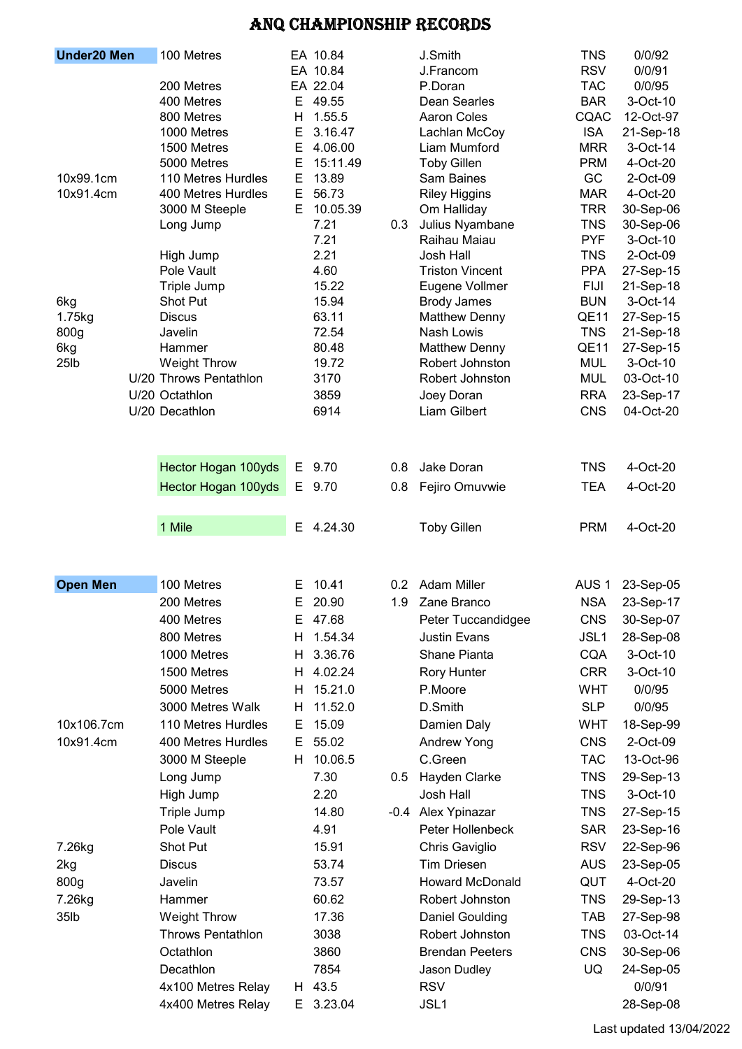# ANQ CHAMPIONSHIP RECORDS

| Category | Event | | Mark | Wind | Name | Club | Date |
|---|---|---|---|---|---|---|---|
| **Under20 Men** | 100 Metres | EA | 10.84 | | J.Smith | TNS | 0/0/92 |
| | | EA | 10.84 | | J.Francom | RSV | 0/0/91 |
| | 200 Metres | EA | 22.04 | | P.Doran | TAC | 0/0/95 |
| | 400 Metres | E | 49.55 | | Dean Searles | BAR | 3-Oct-10 |
| | 800 Metres | H | 1.55.5 | | Aaron Coles | CQAC | 12-Oct-97 |
| | 1000 Metres | E | 3.16.47 | | Lachlan McCoy | ISA | 21-Sep-18 |
| | 1500 Metres | E | 4.06.00 | | Liam Mumford | MRR | 3-Oct-14 |
| | 5000 Metres | E | 15:11.49 | | Toby Gillen | PRM | 4-Oct-20 |
| 10x99.1cm | 110 Metres Hurdles | E | 13.89 | | Sam Baines | GC | 2-Oct-09 |
| 10x91.4cm | 400 Metres Hurdles | E | 56.73 | | Riley Higgins | MAR | 4-Oct-20 |
| | 3000 M Steeple | E | 10.05.39 | | Om Halliday | TRR | 30-Sep-06 |
| | Long Jump | | 7.21 | 0.3 | Julius Nyambane | TNS | 30-Sep-06 |
| | | | 7.21 | | Raihau Maiau | PYF | 3-Oct-10 |
| | High Jump | | 2.21 | | Josh Hall | TNS | 2-Oct-09 |
| | Pole Vault | | 4.60 | | Triston Vincent | PPA | 27-Sep-15 |
| | Triple Jump | | 15.22 | | Eugene Vollmer | FIJI | 21-Sep-18 |
| 6kg | Shot Put | | 15.94 | | Brody James | BUN | 3-Oct-14 |
| 1.75kg | Discus | | 63.11 | | Matthew Denny | QE11 | 27-Sep-15 |
| 800g | Javelin | | 72.54 | | Nash Lowis | TNS | 21-Sep-18 |
| 6kg | Hammer | | 80.48 | | Matthew Denny | QE11 | 27-Sep-15 |
| 25lb | Weight Throw | | 19.72 | | Robert Johnston | MUL | 3-Oct-10 |
| | U/20 Throws Pentathlon | | 3170 | | Robert Johnston | MUL | 03-Oct-10 |
| | U/20 Octathlon | | 3859 | | Joey Doran | RRA | 23-Sep-17 |
| | U/20 Decathlon | | 6914 | | Liam Gilbert | CNS | 04-Oct-20 |
| | | | | | | | |
| | Hector Hogan 100yds | E | 9.70 | 0.8 | Jake Doran | TNS | 4-Oct-20 |
| | Hector Hogan 100yds | E | 9.70 | 0.8 | Fejiro Omuvwie | TEA | 4-Oct-20 |
| | | | | | | | |
| | 1 Mile | E | 4.24.30 | | Toby Gillen | PRM | 4-Oct-20 |
| | | | | | | | |
| **Open Men** | 100 Metres | E | 10.41 | 0.2 | Adam Miller | AUS 1 | 23-Sep-05 |
| | 200 Metres | E | 20.90 | 1.9 | Zane Branco | NSA | 23-Sep-17 |
| | 400 Metres | E | 47.68 | | Peter Tuccandidgee | CNS | 30-Sep-07 |
| | 800 Metres | H | 1.54.34 | | Justin Evans | JSL1 | 28-Sep-08 |
| | 1000 Metres | H | 3.36.76 | | Shane Pianta | CQA | 3-Oct-10 |
| | 1500 Metres | H | 4.02.24 | | Rory Hunter | CRR | 3-Oct-10 |
| | 5000 Metres | H | 15.21.0 | | P.Moore | WHT | 0/0/95 |
| | 3000 Metres Walk | H | 11.52.0 | | D.Smith | SLP | 0/0/95 |
| 10x106.7cm | 110 Metres Hurdles | E | 15.09 | | Damien Daly | WHT | 18-Sep-99 |
| 10x91.4cm | 400 Metres Hurdles | E | 55.02 | | Andrew Yong | CNS | 2-Oct-09 |
| | 3000 M Steeple | H | 10.06.5 | | C.Green | TAC | 13-Oct-96 |
| | Long Jump | | 7.30 | 0.5 | Hayden Clarke | TNS | 29-Sep-13 |
| | High Jump | | 2.20 | | Josh Hall | TNS | 3-Oct-10 |
| | Triple Jump | | 14.80 | -0.4 | Alex Ypinazar | TNS | 27-Sep-15 |
| | Pole Vault | | 4.91 | | Peter Hollenbeck | SAR | 23-Sep-16 |
| 7.26kg | Shot Put | | 15.91 | | Chris Gaviglio | RSV | 22-Sep-96 |
| 2kg | Discus | | 53.74 | | Tim Driesen | AUS | 23-Sep-05 |
| 800g | Javelin | | 73.57 | | Howard McDonald | QUT | 4-Oct-20 |
| 7.26kg | Hammer | | 60.62 | | Robert Johnston | TNS | 29-Sep-13 |
| 35lb | Weight Throw | | 17.36 | | Daniel Goulding | TAB | 27-Sep-98 |
| | Throws Pentathlon | | 3038 | | Robert Johnston | TNS | 03-Oct-14 |
| | Octathlon | | 3860 | | Brendan Peeters | CNS | 30-Sep-06 |
| | Decathlon | | 7854 | | Jason Dudley | UQ | 24-Sep-05 |
| | 4x100 Metres Relay | H | 43.5 | | RSV | | 0/0/91 |
| | 4x400 Metres Relay | E | 3.23.04 | | JSL1 | | 28-Sep-08 |

Last updated 13/04/2022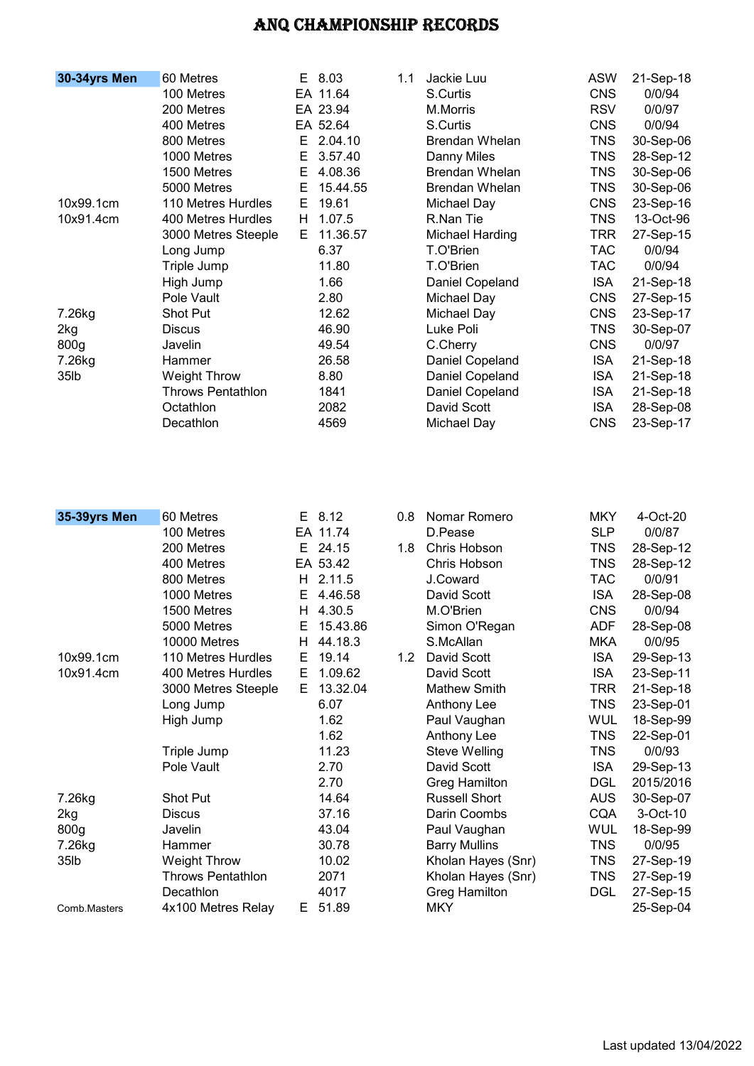# ANQ CHAMPIONSHIP RECORDS

| Category | Event | Timing | Mark | Wind | Name | Club | Date |
|---|---|---|---|---|---|---|---|
| **30-34yrs Men** | 60 Metres | E | 8.03 | 1.1 | Jackie Luu | ASW | 21-Sep-18 |
| | 100 Metres | EA | 11.64 | | S.Curtis | CNS | 0/0/94 |
| | 200 Metres | EA | 23.94 | | M.Morris | RSV | 0/0/97 |
| | 400 Metres | EA | 52.64 | | S.Curtis | CNS | 0/0/94 |
| | 800 Metres | E | 2.04.10 | | Brendan Whelan | TNS | 30-Sep-06 |
| | 1000 Metres | E | 3.57.40 | | Danny Miles | TNS | 28-Sep-12 |
| | 1500 Metres | E | 4.08.36 | | Brendan Whelan | TNS | 30-Sep-06 |
| | 5000 Metres | E | 15.44.55 | | Brendan Whelan | TNS | 30-Sep-06 |
| 10x99.1cm | 110 Metres Hurdles | E | 19.61 | | Michael Day | CNS | 23-Sep-16 |
| 10x91.4cm | 400 Metres Hurdles | H | 1.07.5 | | R.Nan Tie | TNS | 13-Oct-96 |
| | 3000 Metres Steeple | E | 11.36.57 | | Michael Harding | TRR | 27-Sep-15 |
| | Long Jump | | 6.37 | | T.O'Brien | TAC | 0/0/94 |
| | Triple Jump | | 11.80 | | T.O'Brien | TAC | 0/0/94 |
| | High Jump | | 1.66 | | Daniel Copeland | ISA | 21-Sep-18 |
| | Pole Vault | | 2.80 | | Michael Day | CNS | 27-Sep-15 |
| 7.26kg | Shot Put | | 12.62 | | Michael Day | CNS | 23-Sep-17 |
| 2kg | Discus | | 46.90 | | Luke Poli | TNS | 30-Sep-07 |
| 800g | Javelin | | 49.54 | | C.Cherry | CNS | 0/0/97 |
| 7.26kg | Hammer | | 26.58 | | Daniel Copeland | ISA | 21-Sep-18 |
| 35lb | Weight Throw | | 8.80 | | Daniel Copeland | ISA | 21-Sep-18 |
| | Throws Pentathlon | | 1841 | | Daniel Copeland | ISA | 21-Sep-18 |
| | Octathlon | | 2082 | | David Scott | ISA | 28-Sep-08 |
| | Decathlon | | 4569 | | Michael Day | CNS | 23-Sep-17 |

| Category | Event | Timing | Mark | Wind | Name | Club | Date |
|---|---|---|---|---|---|---|---|
| **35-39yrs Men** | 60 Metres | E | 8.12 | 0.8 | Nomar Romero | MKY | 4-Oct-20 |
| | 100 Metres | EA | 11.74 | | D.Pease | SLP | 0/0/87 |
| | 200 Metres | E | 24.15 | 1.8 | Chris Hobson | TNS | 28-Sep-12 |
| | 400 Metres | EA | 53.42 | | Chris Hobson | TNS | 28-Sep-12 |
| | 800 Metres | H | 2.11.5 | | J.Coward | TAC | 0/0/91 |
| | 1000 Metres | E | 4.46.58 | | David Scott | ISA | 28-Sep-08 |
| | 1500 Metres | H | 4.30.5 | | M.O'Brien | CNS | 0/0/94 |
| | 5000 Metres | E | 15.43.86 | | Simon O'Regan | ADF | 28-Sep-08 |
| | 10000 Metres | H | 44.18.3 | | S.McAllan | MKA | 0/0/95 |
| 10x99.1cm | 110 Metres Hurdles | E | 19.14 | 1.2 | David Scott | ISA | 29-Sep-13 |
| 10x91.4cm | 400 Metres Hurdles | E | 1.09.62 | | David Scott | ISA | 23-Sep-11 |
| | 3000 Metres Steeple | E | 13.32.04 | | Mathew Smith | TRR | 21-Sep-18 |
| | Long Jump | | 6.07 | | Anthony Lee | TNS | 23-Sep-01 |
| | High Jump | | 1.62 | | Paul Vaughan | WUL | 18-Sep-99 |
| | | | 1.62 | | Anthony Lee | TNS | 22-Sep-01 |
| | Triple Jump | | 11.23 | | Steve Welling | TNS | 0/0/93 |
| | Pole Vault | | 2.70 | | David Scott | ISA | 29-Sep-13 |
| | | | 2.70 | | Greg Hamilton | DGL | 2015/2016 |
| 7.26kg | Shot Put | | 14.64 | | Russell Short | AUS | 30-Sep-07 |
| 2kg | Discus | | 37.16 | | Darin Coombs | CQA | 3-Oct-10 |
| 800g | Javelin | | 43.04 | | Paul Vaughan | WUL | 18-Sep-99 |
| 7.26kg | Hammer | | 30.78 | | Barry Mullins | TNS | 0/0/95 |
| 35lb | Weight Throw | | 10.02 | | Kholan Hayes (Snr) | TNS | 27-Sep-19 |
| | Throws Pentathlon | | 2071 | | Kholan Hayes (Snr) | TNS | 27-Sep-19 |
| | Decathlon | | 4017 | | Greg Hamilton | DGL | 27-Sep-15 |
| Comb.Masters | 4x100 Metres Relay | E | 51.89 | | MKY | | 25-Sep-04 |

Last updated 13/04/2022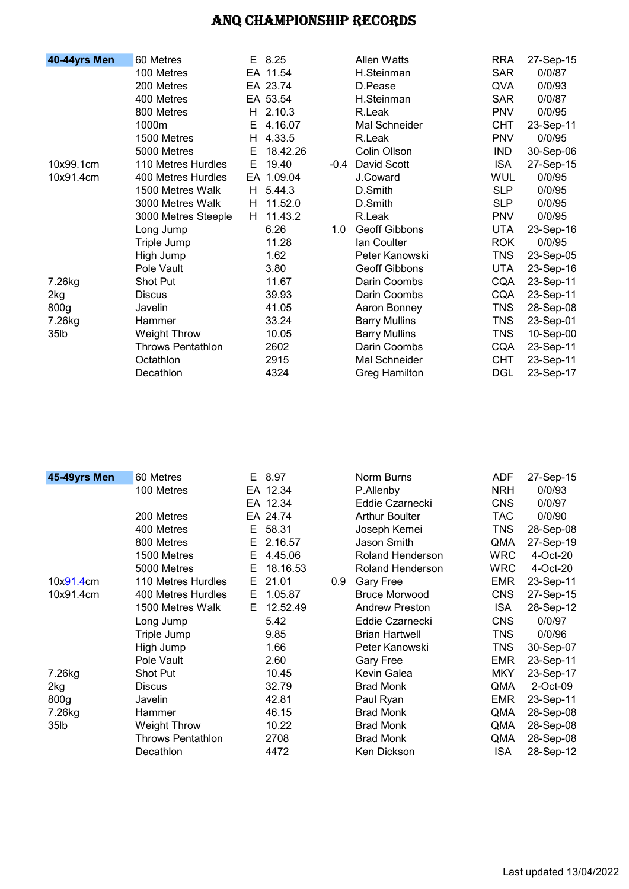# ANQ CHAMPIONSHIP RECORDS

| **40-44yrs Men** | Event | | Mark | Wind | Name | Club | Date |
|---|---|---|---|---|---|---|---|
| | 60 Metres | E | 8.25 | | Allen Watts | RRA | 27-Sep-15 |
| | 100 Metres | EA | 11.54 | | H.Steinman | SAR | 0/0/87 |
| | 200 Metres | EA | 23.74 | | D.Pease | QVA | 0/0/93 |
| | 400 Metres | EA | 53.54 | | H.Steinman | SAR | 0/0/87 |
| | 800 Metres | H | 2.10.3 | | R.Leak | PNV | 0/0/95 |
| | 1000m | E | 4.16.07 | | Mal Schneider | CHT | 23-Sep-11 |
| | 1500 Metres | H | 4.33.5 | | R.Leak | PNV | 0/0/95 |
| | 5000 Metres | E | 18.42.26 | | Colin Ollson | IND | 30-Sep-06 |
| 10x99.1cm | 110 Metres Hurdles | E | 19.40 | -0.4 | David Scott | ISA | 27-Sep-15 |
| 10x91.4cm | 400 Metres Hurdles | EA | 1.09.04 | | J.Coward | WUL | 0/0/95 |
| | 1500 Metres Walk | H | 5.44.3 | | D.Smith | SLP | 0/0/95 |
| | 3000 Metres Walk | H | 11.52.0 | | D.Smith | SLP | 0/0/95 |
| | 3000 Metres Steeple | H | 11.43.2 | | R.Leak | PNV | 0/0/95 |
| | Long Jump | | 6.26 | 1.0 | Geoff Gibbons | UTA | 23-Sep-16 |
| | Triple Jump | | 11.28 | | Ian Coulter | ROK | 0/0/95 |
| | High Jump | | 1.62 | | Peter Kanowski | TNS | 23-Sep-05 |
| | Pole Vault | | 3.80 | | Geoff Gibbons | UTA | 23-Sep-16 |
| 7.26kg | Shot Put | | 11.67 | | Darin Coombs | CQA | 23-Sep-11 |
| 2kg | Discus | | 39.93 | | Darin Coombs | CQA | 23-Sep-11 |
| 800g | Javelin | | 41.05 | | Aaron Bonney | TNS | 28-Sep-08 |
| 7.26kg | Hammer | | 33.24 | | Barry Mullins | TNS | 23-Sep-01 |
| 35lb | Weight Throw | | 10.05 | | Barry Mullins | TNS | 10-Sep-00 |
| | Throws Pentathlon | | 2602 | | Darin Coombs | CQA | 23-Sep-11 |
| | Octathlon | | 2915 | | Mal Schneider | CHT | 23-Sep-11 |
| | Decathlon | | 4324 | | Greg Hamilton | DGL | 23-Sep-17 |

| **45-49yrs Men** | Event | | Mark | Wind | Name | Club | Date |
|---|---|---|---|---|---|---|---|
| | 60 Metres | E | 8.97 | | Norm Burns | ADF | 27-Sep-15 |
| | 100 Metres | EA | 12.34 | | P.Allenby | NRH | 0/0/93 |
| | | EA | 12.34 | | Eddie Czarnecki | CNS | 0/0/97 |
| | 200 Metres | EA | 24.74 | | Arthur Boulter | TAC | 0/0/90 |
| | 400 Metres | E | 58.31 | | Joseph Kemei | TNS | 28-Sep-08 |
| | 800 Metres | E | 2.16.57 | | Jason Smith | QMA | 27-Sep-19 |
| | 1500 Metres | E | 4.45.06 | | Roland Henderson | WRC | 4-Oct-20 |
| | 5000 Metres | E | 18.16.53 | | Roland Henderson | WRC | 4-Oct-20 |
| 10x91.4cm | 110 Metres Hurdles | E | 21.01 | 0.9 | Gary Free | EMR | 23-Sep-11 |
| 10x91.4cm | 400 Metres Hurdles | E | 1.05.87 | | Bruce Morwood | CNS | 27-Sep-15 |
| | 1500 Metres Walk | E | 12.52.49 | | Andrew Preston | ISA | 28-Sep-12 |
| | Long Jump | | 5.42 | | Eddie Czarnecki | CNS | 0/0/97 |
| | Triple Jump | | 9.85 | | Brian Hartwell | TNS | 0/0/96 |
| | High Jump | | 1.66 | | Peter Kanowski | TNS | 30-Sep-07 |
| | Pole Vault | | 2.60 | | Gary Free | EMR | 23-Sep-11 |
| 7.26kg | Shot Put | | 10.45 | | Kevin Galea | MKY | 23-Sep-17 |
| 2kg | Discus | | 32.79 | | Brad Monk | QMA | 2-Oct-09 |
| 800g | Javelin | | 42.81 | | Paul Ryan | EMR | 23-Sep-11 |
| 7.26kg | Hammer | | 46.15 | | Brad Monk | QMA | 28-Sep-08 |
| 35lb | Weight Throw | | 10.22 | | Brad Monk | QMA | 28-Sep-08 |
| | Throws Pentathlon | | 2708 | | Brad Monk | QMA | 28-Sep-08 |
| | Decathlon | | 4472 | | Ken Dickson | ISA | 28-Sep-12 |

Last updated 13/04/2022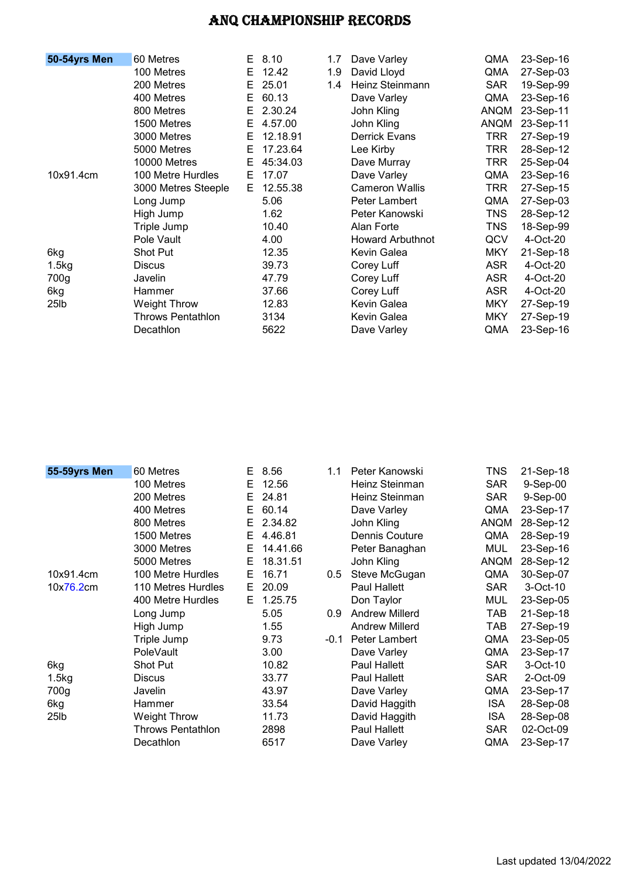# ANQ CHAMPIONSHIP RECORDS

| 50-54yrs Men | Event | | Performance | Wind | Name | Club | Date |
|---|---|---|---|---|---|---|---|
| | 60 Metres | E | 8.10 | 1.7 | Dave Varley | QMA | 23-Sep-16 |
| | 100 Metres | E | 12.42 | 1.9 | David Lloyd | QMA | 27-Sep-03 |
| | 200 Metres | E | 25.01 | 1.4 | Heinz Steinmann | SAR | 19-Sep-99 |
| | 400 Metres | E | 60.13 | | Dave Varley | QMA | 23-Sep-16 |
| | 800 Metres | E | 2.30.24 | | John Kling | ANQM | 23-Sep-11 |
| | 1500 Metres | E | 4.57.00 | | John Kling | ANQM | 23-Sep-11 |
| | 3000 Metres | E | 12.18.91 | | Derrick Evans | TRR | 27-Sep-19 |
| | 5000 Metres | E | 17.23.64 | | Lee Kirby | TRR | 28-Sep-12 |
| | 10000 Metres | E | 45:34.03 | | Dave Murray | TRR | 25-Sep-04 |
| 10x91.4cm | 100 Metre Hurdles | E | 17.07 | | Dave Varley | QMA | 23-Sep-16 |
| | 3000 Metres Steeple | E | 12.55.38 | | Cameron Wallis | TRR | 27-Sep-15 |
| | Long Jump | | 5.06 | | Peter Lambert | QMA | 27-Sep-03 |
| | High Jump | | 1.62 | | Peter Kanowski | TNS | 28-Sep-12 |
| | Triple Jump | | 10.40 | | Alan Forte | TNS | 18-Sep-99 |
| | Pole Vault | | 4.00 | | Howard Arbuthnot | QCV | 4-Oct-20 |
| 6kg | Shot Put | | 12.35 | | Kevin Galea | MKY | 21-Sep-18 |
| 1.5kg | Discus | | 39.73 | | Corey Luff | ASR | 4-Oct-20 |
| 700g | Javelin | | 47.79 | | Corey Luff | ASR | 4-Oct-20 |
| 6kg | Hammer | | 37.66 | | Corey Luff | ASR | 4-Oct-20 |
| 25lb | Weight Throw | | 12.83 | | Kevin Galea | MKY | 27-Sep-19 |
| | Throws Pentathlon | | 3134 | | Kevin Galea | MKY | 27-Sep-19 |
| | Decathlon | | 5622 | | Dave Varley | QMA | 23-Sep-16 |

| 55-59yrs Men | Event | | Performance | Wind | Name | Club | Date |
|---|---|---|---|---|---|---|---|
| | 60 Metres | E | 8.56 | 1.1 | Peter Kanowski | TNS | 21-Sep-18 |
| | 100 Metres | E | 12.56 | | Heinz Steinman | SAR | 9-Sep-00 |
| | 200 Metres | E | 24.81 | | Heinz Steinman | SAR | 9-Sep-00 |
| | 400 Metres | E | 60.14 | | Dave Varley | QMA | 23-Sep-17 |
| | 800 Metres | E | 2.34.82 | | John Kling | ANQM | 28-Sep-12 |
| | 1500 Metres | E | 4.46.81 | | Dennis Couture | QMA | 28-Sep-19 |
| | 3000 Metres | E | 14.41.66 | | Peter Banaghan | MUL | 23-Sep-16 |
| | 5000 Metres | E | 18.31.51 | | John Kling | ANQM | 28-Sep-12 |
| 10x91.4cm | 100 Metre Hurdles | E | 16.71 | 0.5 | Steve McGugan | QMA | 30-Sep-07 |
| 10x76.2cm | 110 Metres Hurdles | E | 20.09 | | Paul Hallett | SAR | 3-Oct-10 |
| | 400 Metre Hurdles | E | 1.25.75 | | Don Taylor | MUL | 23-Sep-05 |
| | Long Jump | | 5.05 | 0.9 | Andrew Millerd | TAB | 21-Sep-18 |
| | High Jump | | 1.55 | | Andrew Millerd | TAB | 27-Sep-19 |
| | Triple Jump | | 9.73 | -0.1 | Peter Lambert | QMA | 23-Sep-05 |
| | PoleVault | | 3.00 | | Dave Varley | QMA | 23-Sep-17 |
| 6kg | Shot Put | | 10.82 | | Paul Hallett | SAR | 3-Oct-10 |
| 1.5kg | Discus | | 33.77 | | Paul Hallett | SAR | 2-Oct-09 |
| 700g | Javelin | | 43.97 | | Dave Varley | QMA | 23-Sep-17 |
| 6kg | Hammer | | 33.54 | | David Haggith | ISA | 28-Sep-08 |
| 25lb | Weight Throw | | 11.73 | | David Haggith | ISA | 28-Sep-08 |
| | Throws Pentathlon | | 2898 | | Paul Hallett | SAR | 02-Oct-09 |
| | Decathlon | | 6517 | | Dave Varley | QMA | 23-Sep-17 |

Last updated 13/04/2022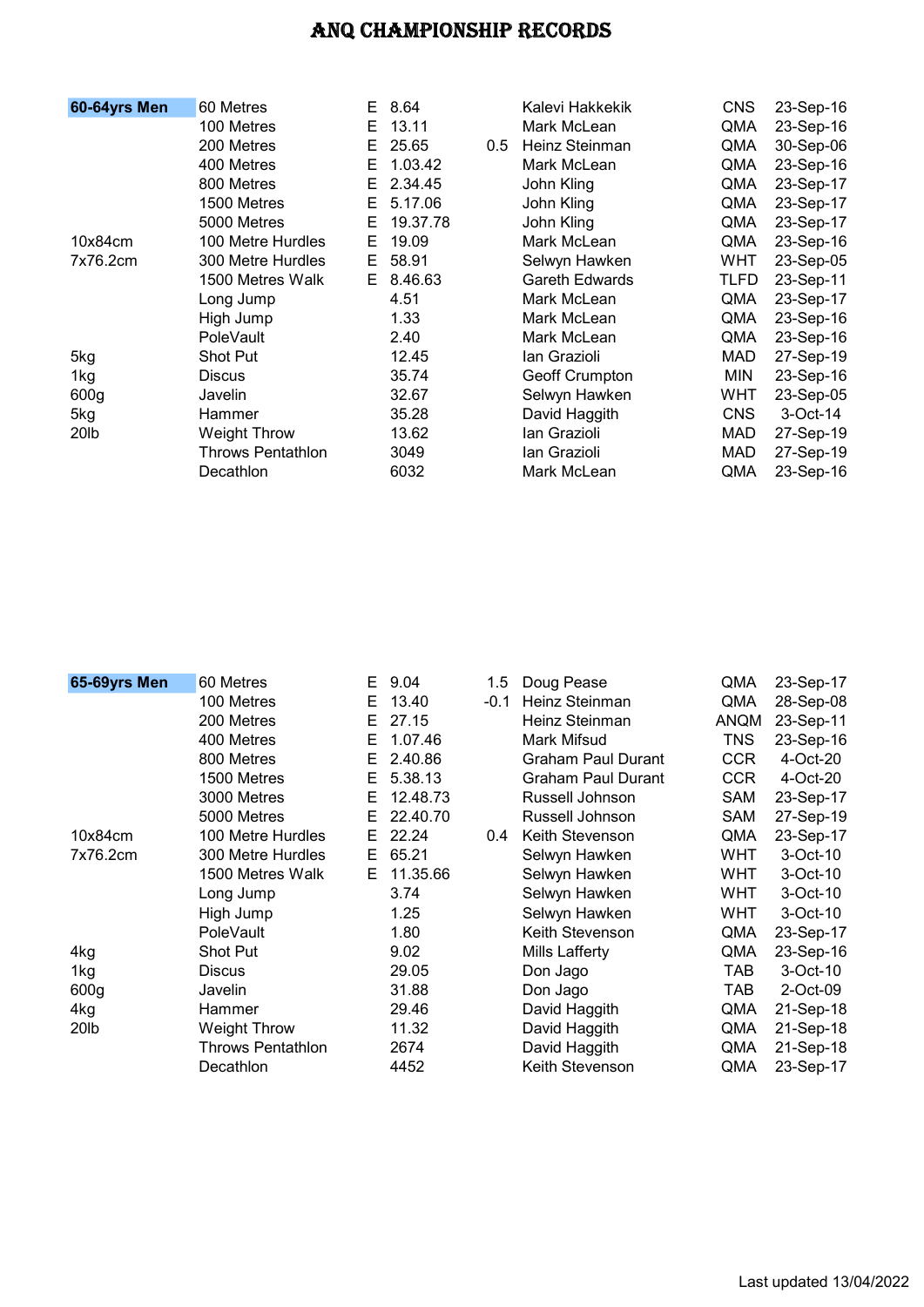# ANQ CHAMPIONSHIP RECORDS

| 60-64yrs Men | Event | | Record | Wind | Name | Club | Date |
|---|---|---|---|---|---|---|---|
| | 60 Metres | E | 8.64 | | Kalevi Hakkekik | CNS | 23-Sep-16 |
| | 100 Metres | E | 13.11 | | Mark McLean | QMA | 23-Sep-16 |
| | 200 Metres | E | 25.65 | 0.5 | Heinz Steinman | QMA | 30-Sep-06 |
| | 400 Metres | E | 1.03.42 | | Mark McLean | QMA | 23-Sep-16 |
| | 800 Metres | E | 2.34.45 | | John Kling | QMA | 23-Sep-17 |
| | 1500 Metres | E | 5.17.06 | | John Kling | QMA | 23-Sep-17 |
| | 5000 Metres | E | 19.37.78 | | John Kling | QMA | 23-Sep-17 |
| 10x84cm | 100 Metre Hurdles | E | 19.09 | | Mark McLean | QMA | 23-Sep-16 |
| 7x76.2cm | 300 Metre Hurdles | E | 58.91 | | Selwyn Hawken | WHT | 23-Sep-05 |
| | 1500 Metres Walk | E | 8.46.63 | | Gareth Edwards | TLFD | 23-Sep-11 |
| | Long Jump | | 4.51 | | Mark McLean | QMA | 23-Sep-17 |
| | High Jump | | 1.33 | | Mark McLean | QMA | 23-Sep-16 |
| | PoleVault | | 2.40 | | Mark McLean | QMA | 23-Sep-16 |
| 5kg | Shot Put | | 12.45 | | Ian Grazioli | MAD | 27-Sep-19 |
| 1kg | Discus | | 35.74 | | Geoff Crumpton | MIN | 23-Sep-16 |
| 600g | Javelin | | 32.67 | | Selwyn Hawken | WHT | 23-Sep-05 |
| 5kg | Hammer | | 35.28 | | David Haggith | CNS | 3-Oct-14 |
| 20lb | Weight Throw | | 13.62 | | Ian Grazioli | MAD | 27-Sep-19 |
| | Throws Pentathlon | | 3049 | | Ian Grazioli | MAD | 27-Sep-19 |
| | Decathlon | | 6032 | | Mark McLean | QMA | 23-Sep-16 |

| 65-69yrs Men | Event | | Record | Wind | Name | Club | Date |
|---|---|---|---|---|---|---|---|
| | 60 Metres | E | 9.04 | 1.5 | Doug Pease | QMA | 23-Sep-17 |
| | 100 Metres | E | 13.40 | -0.1 | Heinz Steinman | QMA | 28-Sep-08 |
| | 200 Metres | E | 27.15 | | Heinz Steinman | ANQM | 23-Sep-11 |
| | 400 Metres | E | 1.07.46 | | Mark Mifsud | TNS | 23-Sep-16 |
| | 800 Metres | E | 2.40.86 | | Graham Paul Durant | CCR | 4-Oct-20 |
| | 1500 Metres | E | 5.38.13 | | Graham Paul Durant | CCR | 4-Oct-20 |
| | 3000 Metres | E | 12.48.73 | | Russell Johnson | SAM | 23-Sep-17 |
| | 5000 Metres | E | 22.40.70 | | Russell Johnson | SAM | 27-Sep-19 |
| 10x84cm | 100 Metre Hurdles | E | 22.24 | 0.4 | Keith Stevenson | QMA | 23-Sep-17 |
| 7x76.2cm | 300 Metre Hurdles | E | 65.21 | | Selwyn Hawken | WHT | 3-Oct-10 |
| | 1500 Metres Walk | E | 11.35.66 | | Selwyn Hawken | WHT | 3-Oct-10 |
| | Long Jump | | 3.74 | | Selwyn Hawken | WHT | 3-Oct-10 |
| | High Jump | | 1.25 | | Selwyn Hawken | WHT | 3-Oct-10 |
| | PoleVault | | 1.80 | | Keith Stevenson | QMA | 23-Sep-17 |
| 4kg | Shot Put | | 9.02 | | Mills Lafferty | QMA | 23-Sep-16 |
| 1kg | Discus | | 29.05 | | Don Jago | TAB | 3-Oct-10 |
| 600g | Javelin | | 31.88 | | Don Jago | TAB | 2-Oct-09 |
| 4kg | Hammer | | 29.46 | | David Haggith | QMA | 21-Sep-18 |
| 20lb | Weight Throw | | 11.32 | | David Haggith | QMA | 21-Sep-18 |
| | Throws Pentathlon | | 2674 | | David Haggith | QMA | 21-Sep-18 |
| | Decathlon | | 4452 | | Keith Stevenson | QMA | 23-Sep-17 |

Last updated 13/04/2022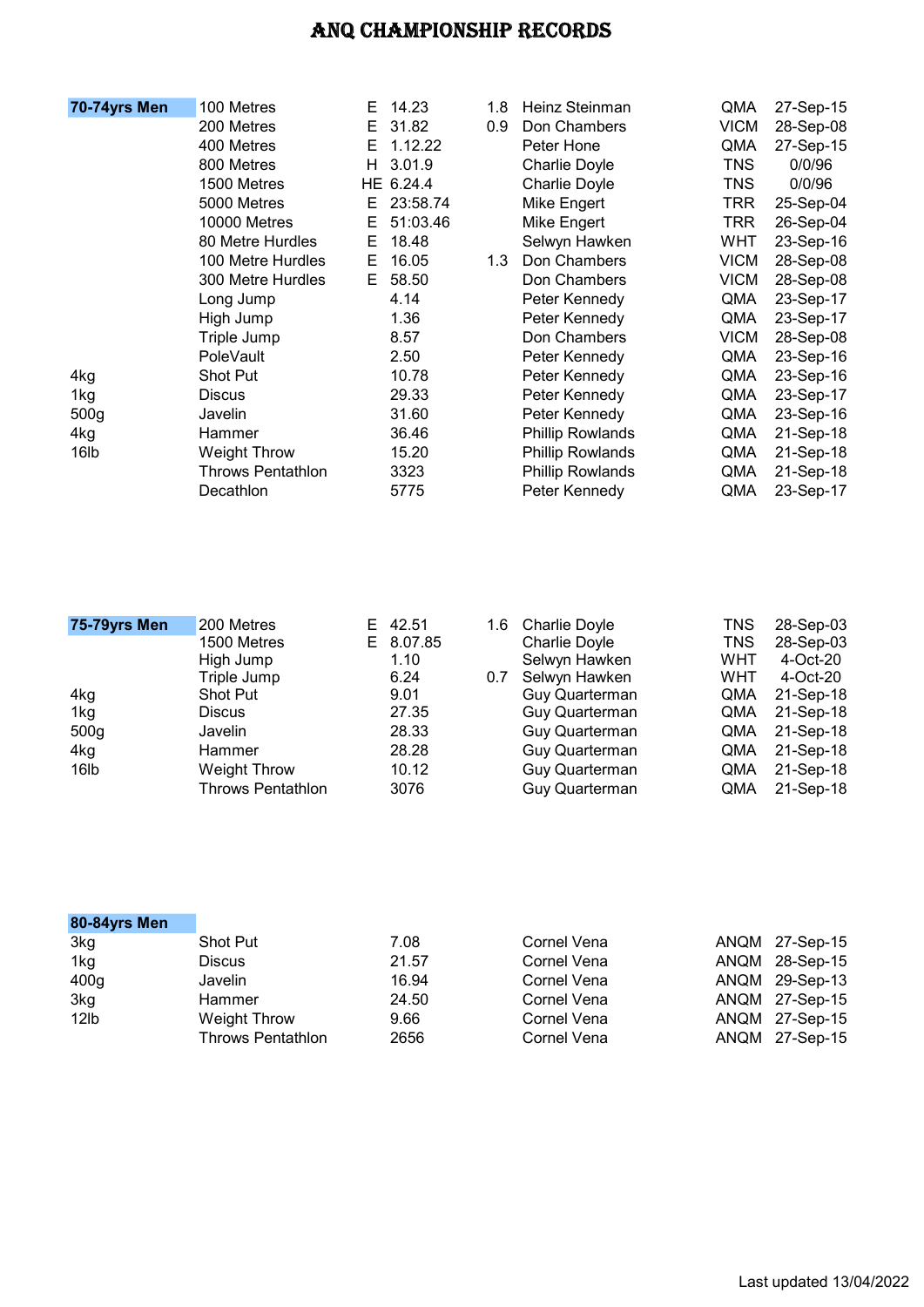# ANQ CHAMPIONSHIP RECORDS

| **70-74yrs Men** | Event | | Record | Wind | Name | Club | Date |
|---|---|---|---|---|---|---|---|
| | 100 Metres | E | 14.23 | 1.8 | Heinz Steinman | QMA | 27-Sep-15 |
| | 200 Metres | E | 31.82 | 0.9 | Don Chambers | VICM | 28-Sep-08 |
| | 400 Metres | E | 1.12.22 | | Peter Hone | QMA | 27-Sep-15 |
| | 800 Metres | H | 3.01.9 | | Charlie Doyle | TNS | 0/0/96 |
| | 1500 Metres | HE | 6.24.4 | | Charlie Doyle | TNS | 0/0/96 |
| | 5000 Metres | E | 23:58.74 | | Mike Engert | TRR | 25-Sep-04 |
| | 10000 Metres | E | 51:03.46 | | Mike Engert | TRR | 26-Sep-04 |
| | 80 Metre Hurdles | E | 18.48 | | Selwyn Hawken | WHT | 23-Sep-16 |
| | 100 Metre Hurdles | E | 16.05 | 1.3 | Don Chambers | VICM | 28-Sep-08 |
| | 300 Metre Hurdles | E | 58.50 | | Don Chambers | VICM | 28-Sep-08 |
| | Long Jump | | 4.14 | | Peter Kennedy | QMA | 23-Sep-17 |
| | High Jump | | 1.36 | | Peter Kennedy | QMA | 23-Sep-17 |
| | Triple Jump | | 8.57 | | Don Chambers | VICM | 28-Sep-08 |
| | PoleVault | | 2.50 | | Peter Kennedy | QMA | 23-Sep-16 |
| 4kg | Shot Put | | 10.78 | | Peter Kennedy | QMA | 23-Sep-16 |
| 1kg | Discus | | 29.33 | | Peter Kennedy | QMA | 23-Sep-17 |
| 500g | Javelin | | 31.60 | | Peter Kennedy | QMA | 23-Sep-16 |
| 4kg | Hammer | | 36.46 | | Phillip Rowlands | QMA | 21-Sep-18 |
| 16lb | Weight Throw | | 15.20 | | Phillip Rowlands | QMA | 21-Sep-18 |
| | Throws Pentathlon | | 3323 | | Phillip Rowlands | QMA | 21-Sep-18 |
| | Decathlon | | 5775 | | Peter Kennedy | QMA | 23-Sep-17 |

| **75-79yrs Men** | Event | | Record | Wind | Name | Club | Date |
|---|---|---|---|---|---|---|---|
| | 200 Metres | E | 42.51 | 1.6 | Charlie Doyle | TNS | 28-Sep-03 |
| | 1500 Metres | E | 8.07.85 | | Charlie Doyle | TNS | 28-Sep-03 |
| | High Jump | | 1.10 | | Selwyn Hawken | WHT | 4-Oct-20 |
| | Triple Jump | | 6.24 | 0.7 | Selwyn Hawken | WHT | 4-Oct-20 |
| 4kg | Shot Put | | 9.01 | | Guy Quarterman | QMA | 21-Sep-18 |
| 1kg | Discus | | 27.35 | | Guy Quarterman | QMA | 21-Sep-18 |
| 500g | Javelin | | 28.33 | | Guy Quarterman | QMA | 21-Sep-18 |
| 4kg | Hammer | | 28.28 | | Guy Quarterman | QMA | 21-Sep-18 |
| 16lb | Weight Throw | | 10.12 | | Guy Quarterman | QMA | 21-Sep-18 |
| | Throws Pentathlon | | 3076 | | Guy Quarterman | QMA | 21-Sep-18 |

| **80-84yrs Men** | Event | | Record | Wind | Name | Club | Date |
|---|---|---|---|---|---|---|---|
| 3kg | Shot Put | | 7.08 | | Cornel Vena | ANQM | 27-Sep-15 |
| 1kg | Discus | | 21.57 | | Cornel Vena | ANQM | 28-Sep-15 |
| 400g | Javelin | | 16.94 | | Cornel Vena | ANQM | 29-Sep-13 |
| 3kg | Hammer | | 24.50 | | Cornel Vena | ANQM | 27-Sep-15 |
| 12lb | Weight Throw | | 9.66 | | Cornel Vena | ANQM | 27-Sep-15 |
| | Throws Pentathlon | | 2656 | | Cornel Vena | ANQM | 27-Sep-15 |

Last updated 13/04/2022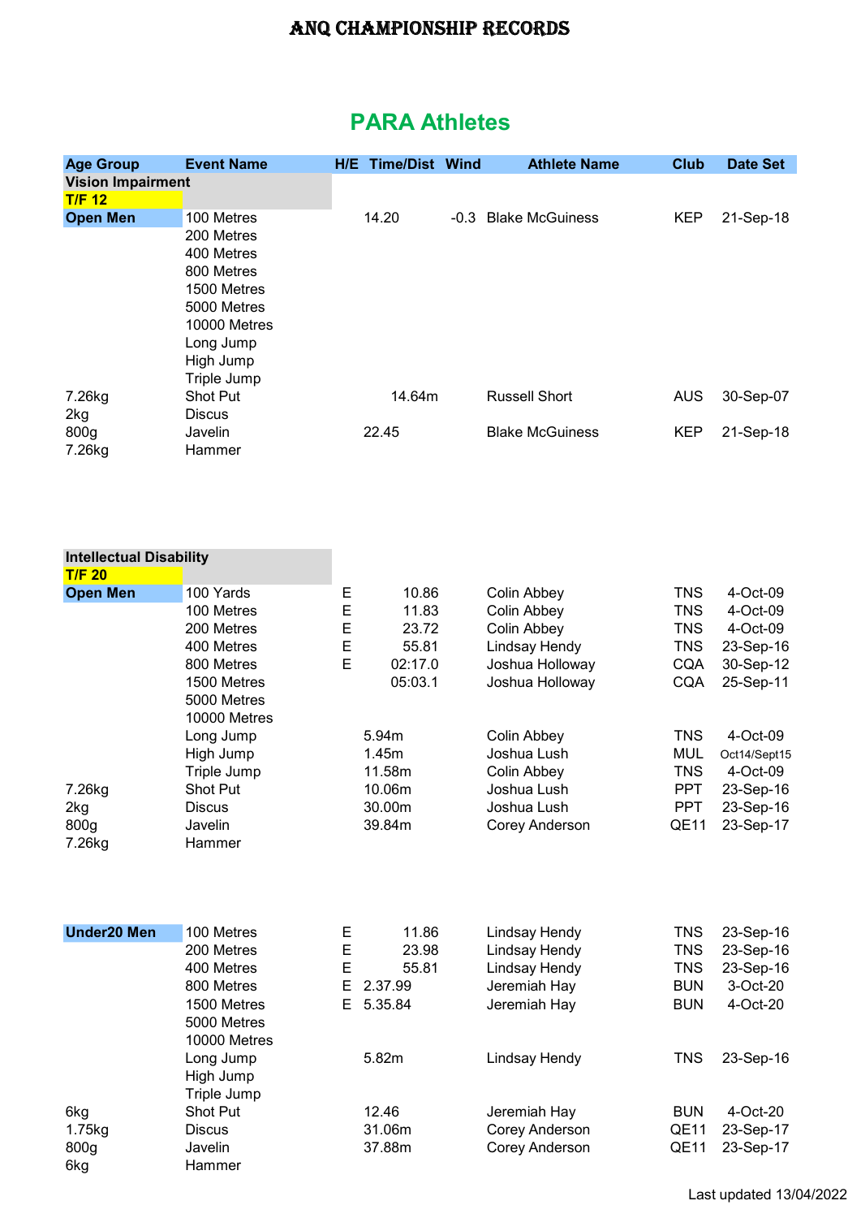# ANQ CHAMPIONSHIP RECORDS

## PARA Athletes

| Age Group | Event Name | H/E | Time/Dist | Wind | Athlete Name | Club | Date Set |
|---|---|---|---|---|---|---|---|
| **Vision Impairment** | | | | | | | |
| **T/F 12** | | | | | | | |
| **Open Men** | 100 Metres | | 14.20 | -0.3 | Blake McGuiness | KEP | 21-Sep-18 |
| | 200 Metres | | | | | | |
| | 400 Metres | | | | | | |
| | 800 Metres | | | | | | |
| | 1500 Metres | | | | | | |
| | 5000 Metres | | | | | | |
| | 10000 Metres | | | | | | |
| | Long Jump | | | | | | |
| | High Jump | | | | | | |
| | Triple Jump | | | | | | |
| 7.26kg | Shot Put | | 14.64m | | Russell Short | AUS | 30-Sep-07 |
| 2kg | Discus | | | | | | |
| 800g | Javelin | | 22.45 | | Blake McGuiness | KEP | 21-Sep-18 |
| 7.26kg | Hammer | | | | | | |
| **Intellectual Disability** | | | | | | | |
| **T/F 20** | | | | | | | |
| **Open Men** | 100 Yards | E | 10.86 | | Colin Abbey | TNS | 4-Oct-09 |
| | 100 Metres | E | 11.83 | | Colin Abbey | TNS | 4-Oct-09 |
| | 200 Metres | E | 23.72 | | Colin Abbey | TNS | 4-Oct-09 |
| | 400 Metres | E | 55.81 | | Lindsay Hendy | TNS | 23-Sep-16 |
| | 800 Metres | E | 02:17.0 | | Joshua Holloway | CQA | 30-Sep-12 |
| | 1500 Metres | | 05:03.1 | | Joshua Holloway | CQA | 25-Sep-11 |
| | 5000 Metres | | | | | | |
| | 10000 Metres | | | | | | |
| | Long Jump | | 5.94m | | Colin Abbey | TNS | 4-Oct-09 |
| | High Jump | | 1.45m | | Joshua Lush | MUL | Oct14/Sept15 |
| | Triple Jump | | 11.58m | | Colin Abbey | TNS | 4-Oct-09 |
| 7.26kg | Shot Put | | 10.06m | | Joshua Lush | PPT | 23-Sep-16 |
| 2kg | Discus | | 30.00m | | Joshua Lush | PPT | 23-Sep-16 |
| 800g | Javelin | | 39.84m | | Corey Anderson | QE11 | 23-Sep-17 |
| 7.26kg | Hammer | | | | | | |
| **Under20 Men** | 100 Metres | E | 11.86 | | Lindsay Hendy | TNS | 23-Sep-16 |
| | 200 Metres | E | 23.98 | | Lindsay Hendy | TNS | 23-Sep-16 |
| | 400 Metres | E | 55.81 | | Lindsay Hendy | TNS | 23-Sep-16 |
| | 800 Metres | E | 2.37.99 | | Jeremiah Hay | BUN | 3-Oct-20 |
| | 1500 Metres | E | 5.35.84 | | Jeremiah Hay | BUN | 4-Oct-20 |
| | 5000 Metres | | | | | | |
| | 10000 Metres | | | | | | |
| | Long Jump | | 5.82m | | Lindsay Hendy | TNS | 23-Sep-16 |
| | High Jump | | | | | | |
| | Triple Jump | | | | | | |
| 6kg | Shot Put | | 12.46 | | Jeremiah Hay | BUN | 4-Oct-20 |
| 1.75kg | Discus | | 31.06m | | Corey Anderson | QE11 | 23-Sep-17 |
| 800g | Javelin | | 37.88m | | Corey Anderson | QE11 | 23-Sep-17 |
| 6kg | Hammer | | | | | | |

Last updated 13/04/2022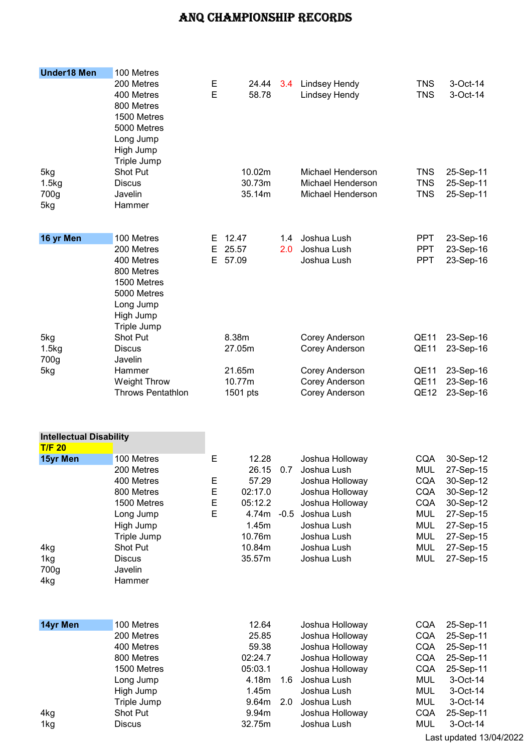# ANQ CHAMPIONSHIP RECORDS

| | | | | | | | |
|---|---|---|---|---|---|---|---|
| **Under18 Men** | 100 Metres | | | | | | |
| | 200 Metres | E | 24.44 | 3.4 | Lindsey Hendy | TNS | 3-Oct-14 |
| | 400 Metres | E | 58.78 | | Lindsey Hendy | TNS | 3-Oct-14 |
| | 800 Metres | | | | | | |
| | 1500 Metres | | | | | | |
| | 5000 Metres | | | | | | |
| | Long Jump | | | | | | |
| | High Jump | | | | | | |
| | Triple Jump | | | | | | |
| 5kg | Shot Put | | 10.02m | | Michael Henderson | TNS | 25-Sep-11 |
| 1.5kg | Discus | | 30.73m | | Michael Henderson | TNS | 25-Sep-11 |
| 700g | Javelin | | 35.14m | | Michael Henderson | TNS | 25-Sep-11 |
| 5kg | Hammer | | | | | | |

| | | | | | | | |
|---|---|---|---|---|---|---|---|
| **16 yr Men** | 100 Metres | E | 12.47 | 1.4 | Joshua Lush | PPT | 23-Sep-16 |
| | 200 Metres | E | 25.57 | 2.0 | Joshua Lush | PPT | 23-Sep-16 |
| | 400 Metres | E | 57.09 | | Joshua Lush | PPT | 23-Sep-16 |
| | 800 Metres | | | | | | |
| | 1500 Metres | | | | | | |
| | 5000 Metres | | | | | | |
| | Long Jump | | | | | | |
| | High Jump | | | | | | |
| | Triple Jump | | | | | | |
| 5kg | Shot Put | | 8.38m | | Corey Anderson | QE11 | 23-Sep-16 |
| 1.5kg | Discus | | 27.05m | | Corey Anderson | QE11 | 23-Sep-16 |
| 700g | Javelin | | | | | | |
| 5kg | Hammer | | 21.65m | | Corey Anderson | QE11 | 23-Sep-16 |
| | Weight Throw | | 10.77m | | Corey Anderson | QE11 | 23-Sep-16 |
| | Throws Pentathlon | | 1501 pts | | Corey Anderson | QE12 | 23-Sep-16 |

**Intellectual Disability**
**T/F 20**

| | | | | | | | |
|---|---|---|---|---|---|---|---|
| **15yr Men** | 100 Metres | E | 12.28 | | Joshua Holloway | CQA | 30-Sep-12 |
| | 200 Metres | | 26.15 | 0.7 | Joshua Lush | MUL | 27-Sep-15 |
| | 400 Metres | E | 57.29 | | Joshua Holloway | CQA | 30-Sep-12 |
| | 800 Metres | E | 02:17.0 | | Joshua Holloway | CQA | 30-Sep-12 |
| | 1500 Metres | E | 05:12.2 | | Joshua Holloway | CQA | 30-Sep-12 |
| | Long Jump | E | 4.74m | -0.5 | Joshua Lush | MUL | 27-Sep-15 |
| | High Jump | | 1.45m | | Joshua Lush | MUL | 27-Sep-15 |
| | Triple Jump | | 10.76m | | Joshua Lush | MUL | 27-Sep-15 |
| 4kg | Shot Put | | 10.84m | | Joshua Lush | MUL | 27-Sep-15 |
| 1kg | Discus | | 35.57m | | Joshua Lush | MUL | 27-Sep-15 |
| 700g | Javelin | | | | | | |
| 4kg | Hammer | | | | | | |

| | | | | | | | |
|---|---|---|---|---|---|---|---|
| **14yr Men** | 100 Metres | | 12.64 | | Joshua Holloway | CQA | 25-Sep-11 |
| | 200 Metres | | 25.85 | | Joshua Holloway | CQA | 25-Sep-11 |
| | 400 Metres | | 59.38 | | Joshua Holloway | CQA | 25-Sep-11 |
| | 800 Metres | | 02:24.7 | | Joshua Holloway | CQA | 25-Sep-11 |
| | 1500 Metres | | 05:03.1 | | Joshua Holloway | CQA | 25-Sep-11 |
| | Long Jump | | 4.18m | 1.6 | Joshua Lush | MUL | 3-Oct-14 |
| | High Jump | | 1.45m | | Joshua Lush | MUL | 3-Oct-14 |
| | Triple Jump | | 9.64m | 2.0 | Joshua Lush | MUL | 3-Oct-14 |
| 4kg | Shot Put | | 9.94m | | Joshua Holloway | CQA | 25-Sep-11 |
| 1kg | Discus | | 32.75m | | Joshua Lush | MUL | 3-Oct-14 |

Last updated 13/04/2022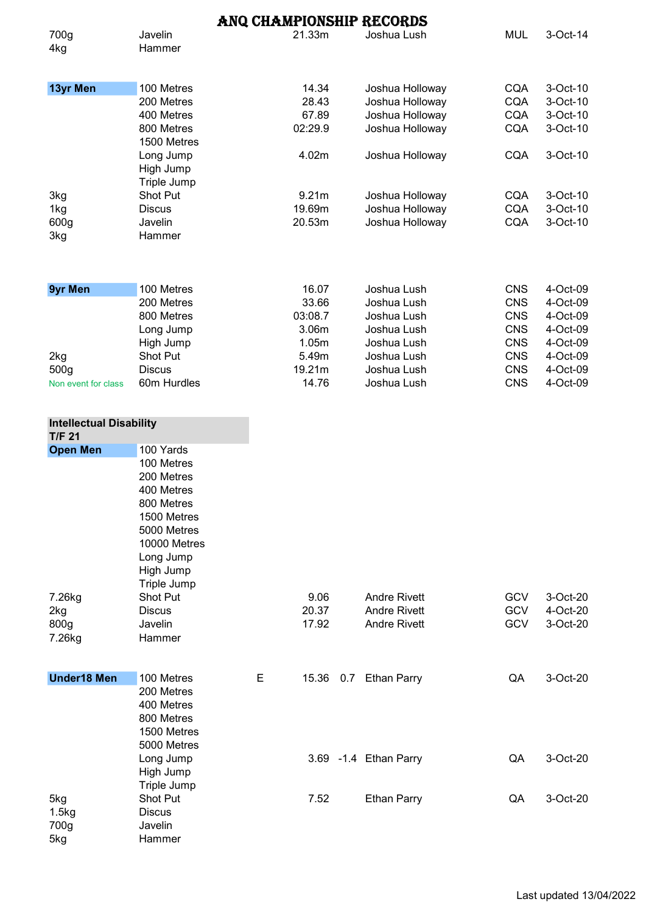# ANQ CHAMPIONSHIP RECORDS

| | | | | | | | |
|---|---|---|---|---|---|---|---|
| 700g | Javelin | | 21.33m | | Joshua Lush | MUL | 3-Oct-14 |
| 4kg | Hammer | | | | | | |

| | | | | | | | |
|---|---|---|---|---|---|---|---|
| **13yr Men** | 100 Metres | | 14.34 | | Joshua Holloway | CQA | 3-Oct-10 |
| | 200 Metres | | 28.43 | | Joshua Holloway | CQA | 3-Oct-10 |
| | 400 Metres | | 67.89 | | Joshua Holloway | CQA | 3-Oct-10 |
| | 800 Metres | | 02:29.9 | | Joshua Holloway | CQA | 3-Oct-10 |
| | 1500 Metres | | | | | | |
| | Long Jump | | 4.02m | | Joshua Holloway | CQA | 3-Oct-10 |
| | High Jump | | | | | | |
| | Triple Jump | | | | | | |
| 3kg | Shot Put | | 9.21m | | Joshua Holloway | CQA | 3-Oct-10 |
| 1kg | Discus | | 19.69m | | Joshua Holloway | CQA | 3-Oct-10 |
| 600g | Javelin | | 20.53m | | Joshua Holloway | CQA | 3-Oct-10 |
| 3kg | Hammer | | | | | | |

| | | | | | | | |
|---|---|---|---|---|---|---|---|
| **9yr Men** | 100 Metres | | 16.07 | | Joshua Lush | CNS | 4-Oct-09 |
| | 200 Metres | | 33.66 | | Joshua Lush | CNS | 4-Oct-09 |
| | 800 Metres | | 03:08.7 | | Joshua Lush | CNS | 4-Oct-09 |
| | Long Jump | | 3.06m | | Joshua Lush | CNS | 4-Oct-09 |
| | High Jump | | 1.05m | | Joshua Lush | CNS | 4-Oct-09 |
| 2kg | Shot Put | | 5.49m | | Joshua Lush | CNS | 4-Oct-09 |
| 500g | Discus | | 19.21m | | Joshua Lush | CNS | 4-Oct-09 |
| Non event for class | 60m Hurdles | | 14.76 | | Joshua Lush | CNS | 4-Oct-09 |

## Intellectual Disability T/F 21

| | | | | | | | |
|---|---|---|---|---|---|---|---|
| **Open Men** | 100 Yards | | | | | | |
| | 100 Metres | | | | | | |
| | 200 Metres | | | | | | |
| | 400 Metres | | | | | | |
| | 800 Metres | | | | | | |
| | 1500 Metres | | | | | | |
| | 5000 Metres | | | | | | |
| | 10000 Metres | | | | | | |
| | Long Jump | | | | | | |
| | High Jump | | | | | | |
| | Triple Jump | | | | | | |
| 7.26kg | Shot Put | | 9.06 | | Andre Rivett | GCV | 3-Oct-20 |
| 2kg | Discus | | 20.37 | | Andre Rivett | GCV | 4-Oct-20 |
| 800g | Javelin | | 17.92 | | Andre Rivett | GCV | 3-Oct-20 |
| 7.26kg | Hammer | | | | | | |

| | | | | | | | |
|---|---|---|---|---|---|---|---|
| **Under18 Men** | 100 Metres | E | 15.36 | 0.7 | Ethan Parry | QA | 3-Oct-20 |
| | 200 Metres | | | | | | |
| | 400 Metres | | | | | | |
| | 800 Metres | | | | | | |
| | 1500 Metres | | | | | | |
| | 5000 Metres | | | | | | |
| | Long Jump | | 3.69 | -1.4 | Ethan Parry | QA | 3-Oct-20 |
| | High Jump | | | | | | |
| | Triple Jump | | | | | | |
| 5kg | Shot Put | | 7.52 | | Ethan Parry | QA | 3-Oct-20 |
| 1.5kg | Discus | | | | | | |
| 700g | Javelin | | | | | | |
| 5kg | Hammer | | | | | | |

Last updated 13/04/2022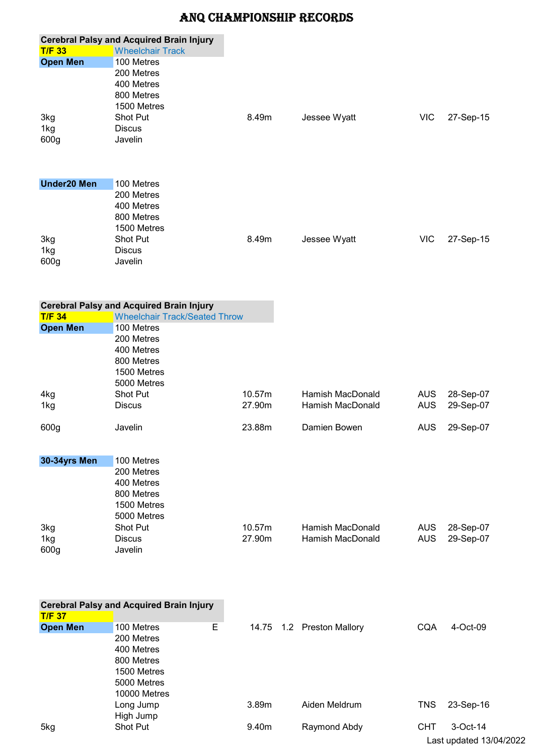# ANQ CHAMPIONSHIP RECORDS

## Cerebral Palsy and Acquired Brain Injury

**T/F 33** — Wheelchair Track

| **Open Men** | | | | | | |
|---|---|---|---|---|---|---|
| | 100 Metres | | | | | |
| | 200 Metres | | | | | |
| | 400 Metres | | | | | |
| | 800 Metres | | | | | |
| | 1500 Metres | | | | | |
| 3kg | Shot Put | 8.49m | | Jessee Wyatt | VIC | 27-Sep-15 |
| 1kg | Discus | | | | | |
| 600g | Javelin | | | | | |

| **Under20 Men** | | | | | | |
|---|---|---|---|---|---|---|
| | 100 Metres | | | | | |
| | 200 Metres | | | | | |
| | 400 Metres | | | | | |
| | 800 Metres | | | | | |
| | 1500 Metres | | | | | |
| 3kg | Shot Put | 8.49m | | Jessee Wyatt | VIC | 27-Sep-15 |
| 1kg | Discus | | | | | |
| 600g | Javelin | | | | | |

## Cerebral Palsy and Acquired Brain Injury

**T/F 34** — Wheelchair Track/Seated Throw

| **Open Men** | | | | | | |
|---|---|---|---|---|---|---|
| | 100 Metres | | | | | |
| | 200 Metres | | | | | |
| | 400 Metres | | | | | |
| | 800 Metres | | | | | |
| | 1500 Metres | | | | | |
| | 5000 Metres | | | | | |
| 4kg | Shot Put | 10.57m | | Hamish MacDonald | AUS | 28-Sep-07 |
| 1kg | Discus | 27.90m | | Hamish MacDonald | AUS | 29-Sep-07 |
| 600g | Javelin | 23.88m | | Damien Bowen | AUS | 29-Sep-07 |

| **30-34yrs Men** | | | | | | |
|---|---|---|---|---|---|---|
| | 100 Metres | | | | | |
| | 200 Metres | | | | | |
| | 400 Metres | | | | | |
| | 800 Metres | | | | | |
| | 1500 Metres | | | | | |
| | 5000 Metres | | | | | |
| 3kg | Shot Put | 10.57m | | Hamish MacDonald | AUS | 28-Sep-07 |
| 1kg | Discus | 27.90m | | Hamish MacDonald | AUS | 29-Sep-07 |
| 600g | Javelin | | | | | |

## Cerebral Palsy and Acquired Brain Injury

**T/F 37**

| **Open Men** | | | | | | | |
|---|---|---|---|---|---|---|---|
| | 100 Metres | E | 14.75 | 1.2 | Preston Mallory | CQA | 4-Oct-09 |
| | 200 Metres | | | | | | |
| | 400 Metres | | | | | | |
| | 800 Metres | | | | | | |
| | 1500 Metres | | | | | | |
| | 5000 Metres | | | | | | |
| | 10000 Metres | | | | | | |
| | Long Jump | | 3.89m | | Aiden Meldrum | TNS | 23-Sep-16 |
| | High Jump | | | | | | |
| 5kg | Shot Put | | 9.40m | | Raymond Abdy | CHT | 3-Oct-14 |

Last updated 13/04/2022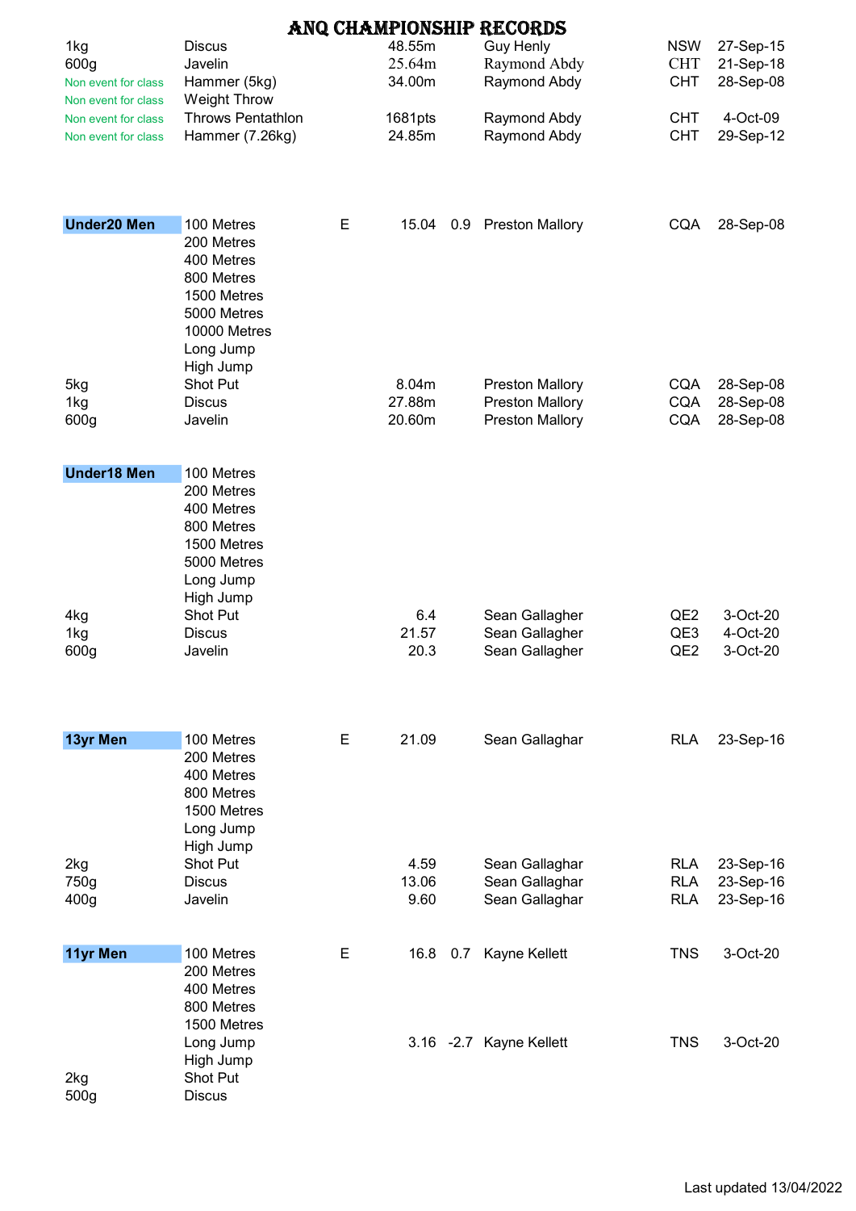# ANQ CHAMPIONSHIP RECORDS

| | | | | | | | |
|---|---|---|---|---|---|---|---|
| 1kg | Discus | | 48.55m | | Guy Henly | NSW | 27-Sep-15 |
| 600g | Javelin | | 25.64m | | Raymond Abdy | CHT | 21-Sep-18 |
| Non event for class | Hammer (5kg) | | 34.00m | | Raymond Abdy | CHT | 28-Sep-08 |
| Non event for class | Weight Throw | | | | | | |
| Non event for class | Throws Pentathlon | | 1681pts | | Raymond Abdy | CHT | 4-Oct-09 |
| Non event for class | Hammer (7.26kg) | | 24.85m | | Raymond Abdy | CHT | 29-Sep-12 |

| | | | | | | | |
|---|---|---|---|---|---|---|---|
| **Under20 Men** | 100 Metres | E | 15.04 | 0.9 | Preston Mallory | CQA | 28-Sep-08 |
| | 200 Metres | | | | | | |
| | 400 Metres | | | | | | |
| | 800 Metres | | | | | | |
| | 1500 Metres | | | | | | |
| | 5000 Metres | | | | | | |
| | 10000 Metres | | | | | | |
| | Long Jump | | | | | | |
| | High Jump | | | | | | |
| 5kg | Shot Put | | 8.04m | | Preston Mallory | CQA | 28-Sep-08 |
| 1kg | Discus | | 27.88m | | Preston Mallory | CQA | 28-Sep-08 |
| 600g | Javelin | | 20.60m | | Preston Mallory | CQA | 28-Sep-08 |

| | | | | | | | |
|---|---|---|---|---|---|---|---|
| **Under18 Men** | 100 Metres | | | | | | |
| | 200 Metres | | | | | | |
| | 400 Metres | | | | | | |
| | 800 Metres | | | | | | |
| | 1500 Metres | | | | | | |
| | 5000 Metres | | | | | | |
| | Long Jump | | | | | | |
| | High Jump | | | | | | |
| 4kg | Shot Put | | 6.4 | | Sean Gallagher | QE2 | 3-Oct-20 |
| 1kg | Discus | | 21.57 | | Sean Gallagher | QE3 | 4-Oct-20 |
| 600g | Javelin | | 20.3 | | Sean Gallagher | QE2 | 3-Oct-20 |

| | | | | | | | |
|---|---|---|---|---|---|---|---|
| **13yr Men** | 100 Metres | E | 21.09 | | Sean Gallaghar | RLA | 23-Sep-16 |
| | 200 Metres | | | | | | |
| | 400 Metres | | | | | | |
| | 800 Metres | | | | | | |
| | 1500 Metres | | | | | | |
| | Long Jump | | | | | | |
| | High Jump | | | | | | |
| 2kg | Shot Put | | 4.59 | | Sean Gallaghar | RLA | 23-Sep-16 |
| 750g | Discus | | 13.06 | | Sean Gallaghar | RLA | 23-Sep-16 |
| 400g | Javelin | | 9.60 | | Sean Gallaghar | RLA | 23-Sep-16 |

| | | | | | | | |
|---|---|---|---|---|---|---|---|
| **11yr Men** | 100 Metres | E | 16.8 | 0.7 | Kayne Kellett | TNS | 3-Oct-20 |
| | 200 Metres | | | | | | |
| | 400 Metres | | | | | | |
| | 800 Metres | | | | | | |
| | 1500 Metres | | | | | | |
| | Long Jump | | 3.16 | -2.7 | Kayne Kellett | TNS | 3-Oct-20 |
| | High Jump | | | | | | |
| 2kg | Shot Put | | | | | | |
| 500g | Discus | | | | | | |

Last updated 13/04/2022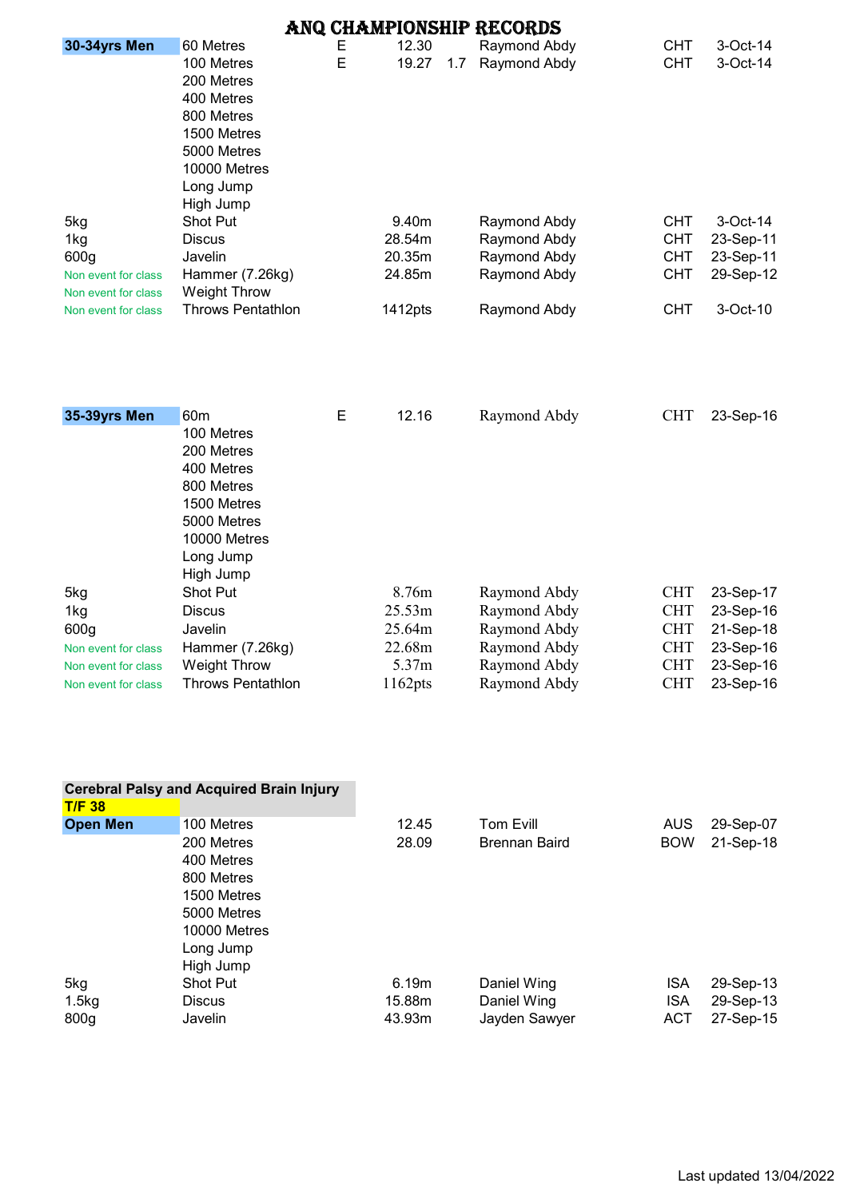# ANQ CHAMPIONSHIP RECORDS

| 30-34yrs Men | | | | | | | |
|---|---|---|---|---|---|---|---|
| | 60 Metres | E | 12.30 | | Raymond Abdy | CHT | 3-Oct-14 |
| | 100 Metres | E | 19.27 | 1.7 | Raymond Abdy | CHT | 3-Oct-14 |
| | 200 Metres | | | | | | |
| | 400 Metres | | | | | | |
| | 800 Metres | | | | | | |
| | 1500 Metres | | | | | | |
| | 5000 Metres | | | | | | |
| | 10000 Metres | | | | | | |
| | Long Jump | | | | | | |
| | High Jump | | | | | | |
| 5kg | Shot Put | | 9.40m | | Raymond Abdy | CHT | 3-Oct-14 |
| 1kg | Discus | | 28.54m | | Raymond Abdy | CHT | 23-Sep-11 |
| 600g | Javelin | | 20.35m | | Raymond Abdy | CHT | 23-Sep-11 |
| Non event for class | Hammer (7.26kg) | | 24.85m | | Raymond Abdy | CHT | 29-Sep-12 |
| Non event for class | Weight Throw | | | | | | |
| Non event for class | Throws Pentathlon | | 1412pts | | Raymond Abdy | CHT | 3-Oct-10 |

| 35-39yrs Men | | | | | | | |
|---|---|---|---|---|---|---|---|
| | 60m | E | 12.16 | | Raymond Abdy | CHT | 23-Sep-16 |
| | 100 Metres | | | | | | |
| | 200 Metres | | | | | | |
| | 400 Metres | | | | | | |
| | 800 Metres | | | | | | |
| | 1500 Metres | | | | | | |
| | 5000 Metres | | | | | | |
| | 10000 Metres | | | | | | |
| | Long Jump | | | | | | |
| | High Jump | | | | | | |
| 5kg | Shot Put | | 8.76m | | Raymond Abdy | CHT | 23-Sep-17 |
| 1kg | Discus | | 25.53m | | Raymond Abdy | CHT | 23-Sep-16 |
| 600g | Javelin | | 25.64m | | Raymond Abdy | CHT | 21-Sep-18 |
| Non event for class | Hammer (7.26kg) | | 22.68m | | Raymond Abdy | CHT | 23-Sep-16 |
| Non event for class | Weight Throw | | 5.37m | | Raymond Abdy | CHT | 23-Sep-16 |
| Non event for class | Throws Pentathlon | | 1162pts | | Raymond Abdy | CHT | 23-Sep-16 |

**Cerebral Palsy and Acquired Brain Injury**

**T/F 38**

| Open Men | | | | | |
|---|---|---|---|---|---|
| | 100 Metres | 12.45 | Tom Evill | AUS | 29-Sep-07 |
| | 200 Metres | 28.09 | Brennan Baird | BOW | 21-Sep-18 |
| | 400 Metres | | | | |
| | 800 Metres | | | | |
| | 1500 Metres | | | | |
| | 5000 Metres | | | | |
| | 10000 Metres | | | | |
| | Long Jump | | | | |
| | High Jump | | | | |
| 5kg | Shot Put | 6.19m | Daniel Wing | ISA | 29-Sep-13 |
| 1.5kg | Discus | 15.88m | Daniel Wing | ISA | 29-Sep-13 |
| 800g | Javelin | 43.93m | Jayden Sawyer | ACT | 27-Sep-15 |

Last updated 13/04/2022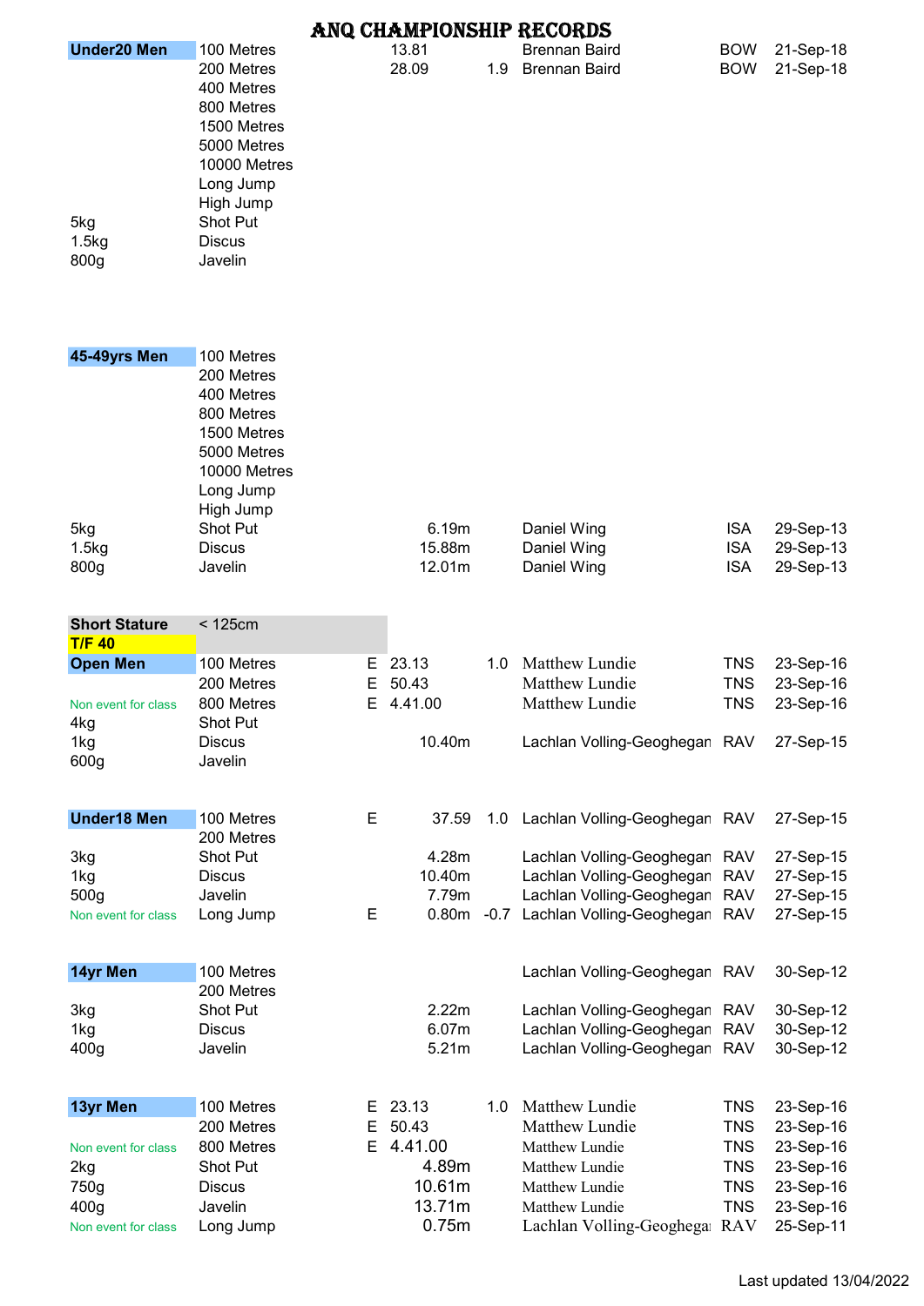# ANQ CHAMPIONSHIP RECORDS

| Class | Event | | Performance | Wind | Name | Club | Date |
|---|---|---|---|---|---|---|---|
| **Under20 Men** | 100 Metres | | 13.81 | | Brennan Baird | BOW | 21-Sep-18 |
| | 200 Metres | | 28.09 | 1.9 | Brennan Baird | BOW | 21-Sep-18 |
| | 400 Metres | | | | | | |
| | 800 Metres | | | | | | |
| | 1500 Metres | | | | | | |
| | 5000 Metres | | | | | | |
| | 10000 Metres | | | | | | |
| | Long Jump | | | | | | |
| | High Jump | | | | | | |
| 5kg | Shot Put | | | | | | |
| 1.5kg | Discus | | | | | | |
| 800g | Javelin | | | | | | |
| | | | | | | | |
| **45-49yrs Men** | 100 Metres | | | | | | |
| | 200 Metres | | | | | | |
| | 400 Metres | | | | | | |
| | 800 Metres | | | | | | |
| | 1500 Metres | | | | | | |
| | 5000 Metres | | | | | | |
| | 10000 Metres | | | | | | |
| | Long Jump | | | | | | |
| | High Jump | | | | | | |
| 5kg | Shot Put | | 6.19m | | Daniel Wing | ISA | 29-Sep-13 |
| 1.5kg | Discus | | 15.88m | | Daniel Wing | ISA | 29-Sep-13 |
| 800g | Javelin | | 12.01m | | Daniel Wing | ISA | 29-Sep-13 |
| | | | | | | | |
| **Short Stature** | < 125cm | | | | | | |
| **T/F 40** | | | | | | | |
| **Open Men** | 100 Metres | E | 23.13 | 1.0 | Matthew Lundie | TNS | 23-Sep-16 |
| | 200 Metres | E | 50.43 | | Matthew Lundie | TNS | 23-Sep-16 |
| Non event for class | 800 Metres | E | 4.41.00 | | Matthew Lundie | TNS | 23-Sep-16 |
| 4kg | Shot Put | | | | | | |
| 1kg | Discus | | 10.40m | | Lachlan Volling-Geoghegan | RAV | 27-Sep-15 |
| 600g | Javelin | | | | | | |
| | | | | | | | |
| **Under18 Men** | 100 Metres | E | 37.59 | 1.0 | Lachlan Volling-Geoghegan | RAV | 27-Sep-15 |
| | 200 Metres | | | | | | |
| 3kg | Shot Put | | 4.28m | | Lachlan Volling-Geoghegan | RAV | 27-Sep-15 |
| 1kg | Discus | | 10.40m | | Lachlan Volling-Geoghegan | RAV | 27-Sep-15 |
| 500g | Javelin | | 7.79m | | Lachlan Volling-Geoghegan | RAV | 27-Sep-15 |
| Non event for class | Long Jump | E | 0.80m | -0.7 | Lachlan Volling-Geoghegan | RAV | 27-Sep-15 |
| | | | | | | | |
| **14yr Men** | 100 Metres | | | | Lachlan Volling-Geoghegan | RAV | 30-Sep-12 |
| | 200 Metres | | | | | | |
| 3kg | Shot Put | | 2.22m | | Lachlan Volling-Geoghegan | RAV | 30-Sep-12 |
| 1kg | Discus | | 6.07m | | Lachlan Volling-Geoghegan | RAV | 30-Sep-12 |
| 400g | Javelin | | 5.21m | | Lachlan Volling-Geoghegan | RAV | 30-Sep-12 |
| | | | | | | | |
| **13yr Men** | 100 Metres | E | 23.13 | 1.0 | Matthew Lundie | TNS | 23-Sep-16 |
| | 200 Metres | E | 50.43 | | Matthew Lundie | TNS | 23-Sep-16 |
| Non event for class | 800 Metres | E | 4.41.00 | | Matthew Lundie | TNS | 23-Sep-16 |
| 2kg | Shot Put | | 4.89m | | Matthew Lundie | TNS | 23-Sep-16 |
| 750g | Discus | | 10.61m | | Matthew Lundie | TNS | 23-Sep-16 |
| 400g | Javelin | | 13.71m | | Matthew Lundie | TNS | 23-Sep-16 |
| Non event for class | Long Jump | | 0.75m | | Lachlan Volling-Geoghegan | RAV | 25-Sep-11 |

Last updated 13/04/2022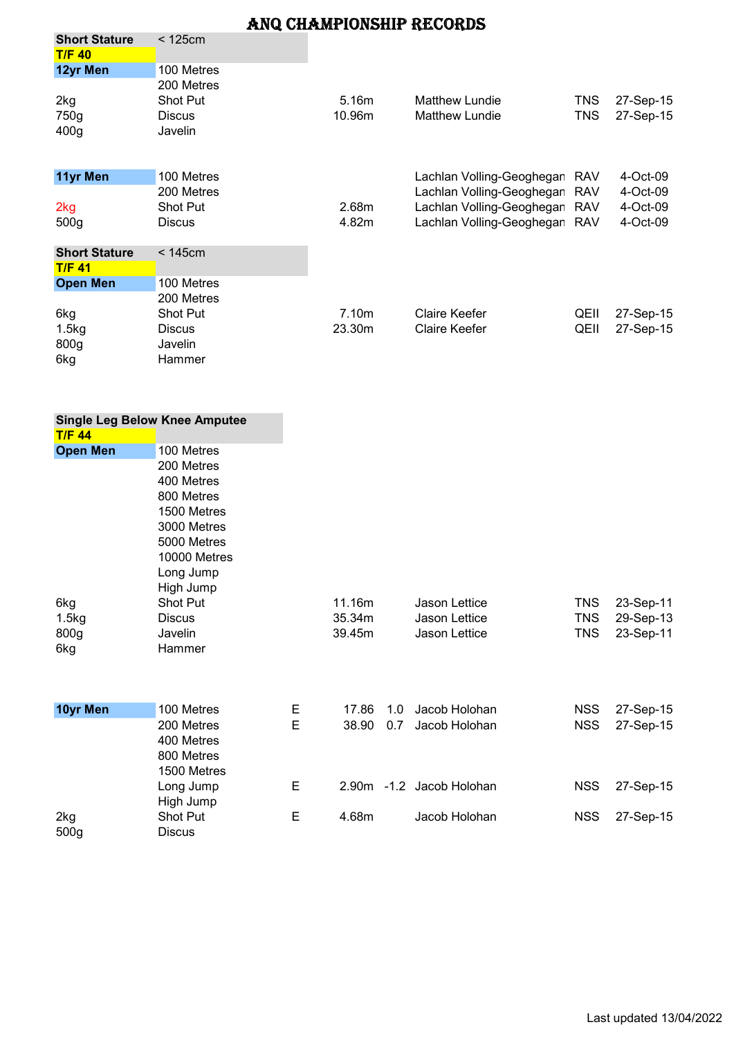# ANQ CHAMPIONSHIP RECORDS

| | | | | | | | |
|---|---|---|---|---|---|---|---|
| **Short Stature** | < 125cm | | | | | | |
| **T/F 40** | | | | | | | |
| **12yr Men** | 100 Metres | | | | | | |
| | 200 Metres | | | | | | |
| 2kg | Shot Put | | 5.16m | | Matthew Lundie | TNS | 27-Sep-15 |
| 750g | Discus | | 10.96m | | Matthew Lundie | TNS | 27-Sep-15 |
| 400g | Javelin | | | | | | |
| | | | | | | | |
| **11yr Men** | 100 Metres | | | | Lachlan Volling-Geoghegan | RAV | 4-Oct-09 |
| | 200 Metres | | | | Lachlan Volling-Geoghegan | RAV | 4-Oct-09 |
| 2kg | Shot Put | | 2.68m | | Lachlan Volling-Geoghegan | RAV | 4-Oct-09 |
| 500g | Discus | | 4.82m | | Lachlan Volling-Geoghegan | RAV | 4-Oct-09 |
| | | | | | | | |
| **Short Stature** | < 145cm | | | | | | |
| **T/F 41** | | | | | | | |
| **Open Men** | 100 Metres | | | | | | |
| | 200 Metres | | | | | | |
| 6kg | Shot Put | | 7.10m | | Claire Keefer | QEII | 27-Sep-15 |
| 1.5kg | Discus | | 23.30m | | Claire Keefer | QEII | 27-Sep-15 |
| 800g | Javelin | | | | | | |
| 6kg | Hammer | | | | | | |
| | | | | | | | |
| **Single Leg Below Knee Amputee** | | | | | | | |
| **T/F 44** | | | | | | | |
| **Open Men** | 100 Metres | | | | | | |
| | 200 Metres | | | | | | |
| | 400 Metres | | | | | | |
| | 800 Metres | | | | | | |
| | 1500 Metres | | | | | | |
| | 3000 Metres | | | | | | |
| | 5000 Metres | | | | | | |
| | 10000 Metres | | | | | | |
| | Long Jump | | | | | | |
| | High Jump | | | | | | |
| 6kg | Shot Put | | 11.16m | | Jason Lettice | TNS | 23-Sep-11 |
| 1.5kg | Discus | | 35.34m | | Jason Lettice | TNS | 29-Sep-13 |
| 800g | Javelin | | 39.45m | | Jason Lettice | TNS | 23-Sep-11 |
| 6kg | Hammer | | | | | | |
| | | | | | | | |
| **10yr Men** | 100 Metres | E | 17.86 | 1.0 | Jacob Holohan | NSS | 27-Sep-15 |
| | 200 Metres | E | 38.90 | 0.7 | Jacob Holohan | NSS | 27-Sep-15 |
| | 400 Metres | | | | | | |
| | 800 Metres | | | | | | |
| | 1500 Metres | | | | | | |
| | Long Jump | E | 2.90m | -1.2 | Jacob Holohan | NSS | 27-Sep-15 |
| | High Jump | | | | | | |
| 2kg | Shot Put | E | 4.68m | | Jacob Holohan | NSS | 27-Sep-15 |
| 500g | Discus | | | | | | |

Last updated 13/04/2022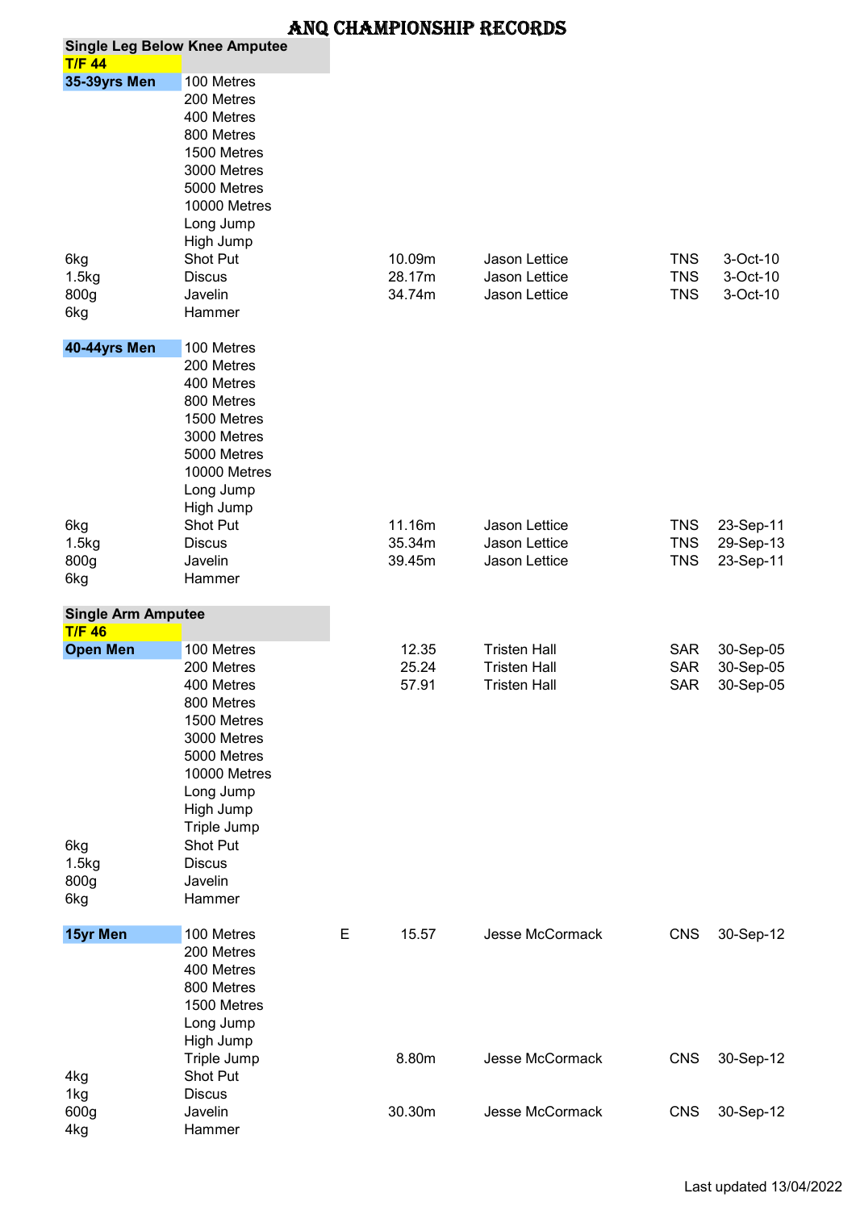# ANQ CHAMPIONSHIP RECORDS

| | | | | | | |
|---|---|---|---|---|---|---|
| **Single Leg Below Knee Amputee** | | | | | | |
| **T/F 44** | | | | | | |
| **35-39yrs Men** | 100 Metres | | | | | |
| | 200 Metres | | | | | |
| | 400 Metres | | | | | |
| | 800 Metres | | | | | |
| | 1500 Metres | | | | | |
| | 3000 Metres | | | | | |
| | 5000 Metres | | | | | |
| | 10000 Metres | | | | | |
| | Long Jump | | | | | |
| | High Jump | | | | | |
| 6kg | Shot Put | | 10.09m | Jason Lettice | TNS | 3-Oct-10 |
| 1.5kg | Discus | | 28.17m | Jason Lettice | TNS | 3-Oct-10 |
| 800g | Javelin | | 34.74m | Jason Lettice | TNS | 3-Oct-10 |
| 6kg | Hammer | | | | | |
| | | | | | | |
| **40-44yrs Men** | 100 Metres | | | | | |
| | 200 Metres | | | | | |
| | 400 Metres | | | | | |
| | 800 Metres | | | | | |
| | 1500 Metres | | | | | |
| | 3000 Metres | | | | | |
| | 5000 Metres | | | | | |
| | 10000 Metres | | | | | |
| | Long Jump | | | | | |
| | High Jump | | | | | |
| 6kg | Shot Put | | 11.16m | Jason Lettice | TNS | 23-Sep-11 |
| 1.5kg | Discus | | 35.34m | Jason Lettice | TNS | 29-Sep-13 |
| 800g | Javelin | | 39.45m | Jason Lettice | TNS | 23-Sep-11 |
| 6kg | Hammer | | | | | |
| | | | | | | |
| **Single Arm Amputee** | | | | | | |
| **T/F 46** | | | | | | |
| **Open Men** | 100 Metres | | 12.35 | Tristen Hall | SAR | 30-Sep-05 |
| | 200 Metres | | 25.24 | Tristen Hall | SAR | 30-Sep-05 |
| | 400 Metres | | 57.91 | Tristen Hall | SAR | 30-Sep-05 |
| | 800 Metres | | | | | |
| | 1500 Metres | | | | | |
| | 3000 Metres | | | | | |
| | 5000 Metres | | | | | |
| | 10000 Metres | | | | | |
| | Long Jump | | | | | |
| | High Jump | | | | | |
| | Triple Jump | | | | | |
| 6kg | Shot Put | | | | | |
| 1.5kg | Discus | | | | | |
| 800g | Javelin | | | | | |
| 6kg | Hammer | | | | | |
| | | | | | | |
| **15yr Men** | 100 Metres | E | 15.57 | Jesse McCormack | CNS | 30-Sep-12 |
| | 200 Metres | | | | | |
| | 400 Metres | | | | | |
| | 800 Metres | | | | | |
| | 1500 Metres | | | | | |
| | Long Jump | | | | | |
| | High Jump | | | | | |
| | Triple Jump | | 8.80m | Jesse McCormack | CNS | 30-Sep-12 |
| 4kg | Shot Put | | | | | |
| 1kg | Discus | | | | | |
| 600g | Javelin | | 30.30m | Jesse McCormack | CNS | 30-Sep-12 |
| 4kg | Hammer | | | | | |

Last updated 13/04/2022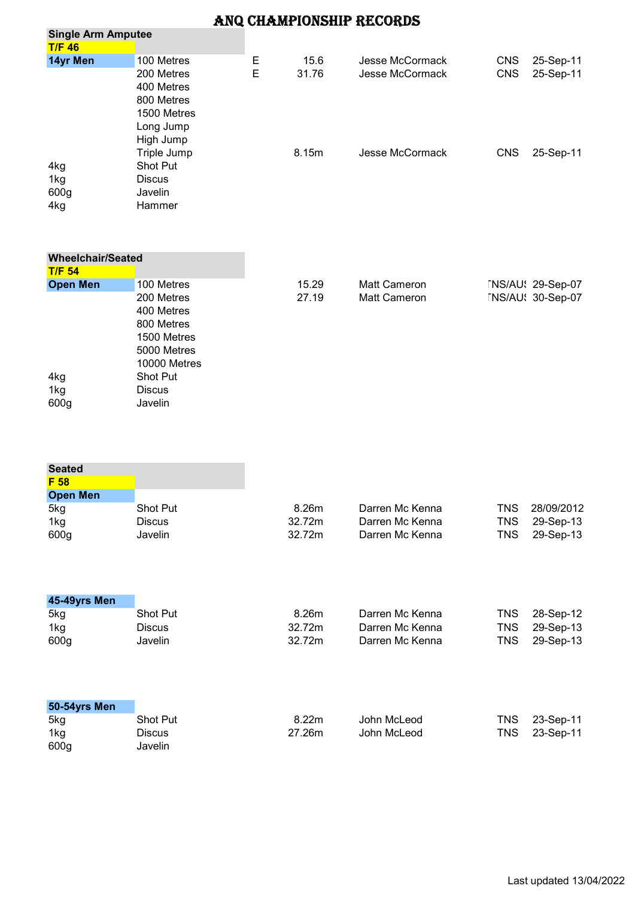# ANQ CHAMPIONSHIP RECORDS

## Single Arm Amputee

**T/F 46**

| | | | | | | |
|---|---|---|---|---|---|---|
| **14yr Men** | 100 Metres | E | 15.6 | Jesse McCormack | CNS | 25-Sep-11 |
| | 200 Metres | E | 31.76 | Jesse McCormack | CNS | 25-Sep-11 |
| | 400 Metres | | | | | |
| | 800 Metres | | | | | |
| | 1500 Metres | | | | | |
| | Long Jump | | | | | |
| | High Jump | | | | | |
| | Triple Jump | | 8.15m | Jesse McCormack | CNS | 25-Sep-11 |
| 4kg | Shot Put | | | | | |
| 1kg | Discus | | | | | |
| 600g | Javelin | | | | | |
| 4kg | Hammer | | | | | |

## Wheelchair/Seated

**T/F 54**

| | | | | | | |
|---|---|---|---|---|---|---|
| **Open Men** | 100 Metres | | 15.29 | Matt Cameron | TNS/AUS | 29-Sep-07 |
| | 200 Metres | | 27.19 | Matt Cameron | TNS/AUS | 30-Sep-07 |
| | 400 Metres | | | | | |
| | 800 Metres | | | | | |
| | 1500 Metres | | | | | |
| | 5000 Metres | | | | | |
| | 10000 Metres | | | | | |
| 4kg | Shot Put | | | | | |
| 1kg | Discus | | | | | |
| 600g | Javelin | | | | | |

## Seated

**F 58**

| | | | | | | |
|---|---|---|---|---|---|---|
| **Open Men** | | | | | | |
| 5kg | Shot Put | | 8.26m | Darren Mc Kenna | TNS | 28/09/2012 |
| 1kg | Discus | | 32.72m | Darren Mc Kenna | TNS | 29-Sep-13 |
| 600g | Javelin | | 32.72m | Darren Mc Kenna | TNS | 29-Sep-13 |

| | | | | | | |
|---|---|---|---|---|---|---|
| **45-49yrs Men** | | | | | | |
| 5kg | Shot Put | | 8.26m | Darren Mc Kenna | TNS | 28-Sep-12 |
| 1kg | Discus | | 32.72m | Darren Mc Kenna | TNS | 29-Sep-13 |
| 600g | Javelin | | 32.72m | Darren Mc Kenna | TNS | 29-Sep-13 |

| | | | | | | |
|---|---|---|---|---|---|---|
| **50-54yrs Men** | | | | | | |
| 5kg | Shot Put | | 8.22m | John McLeod | TNS | 23-Sep-11 |
| 1kg | Discus | | 27.26m | John McLeod | TNS | 23-Sep-11 |
| 600g | Javelin | | | | | |

Last updated 13/04/2022